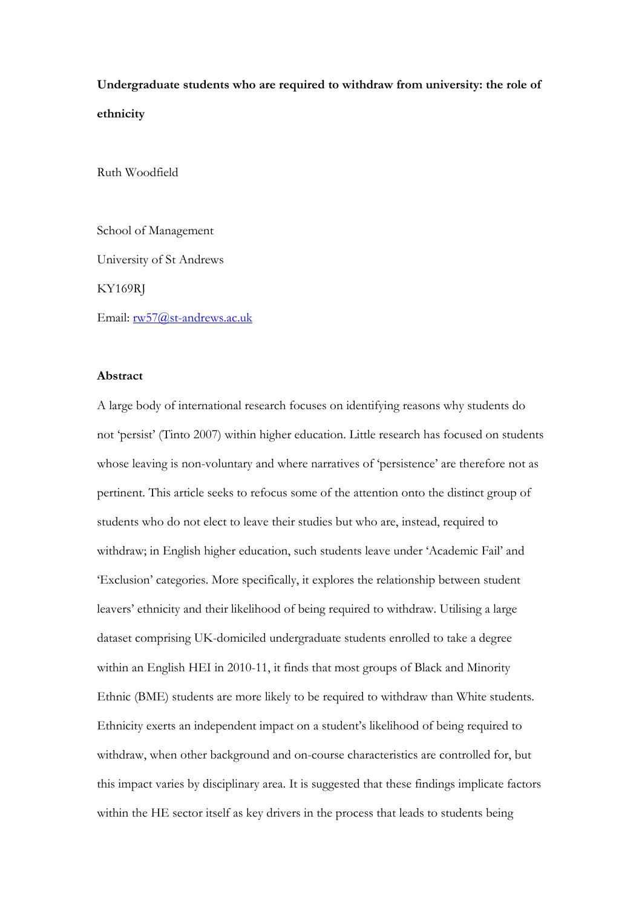**Undergraduate students who are required to withdraw from university: the role of ethnicity**

Ruth Woodfield

School of Management

University of St Andrews

KY169RJ

Email: rw57@st-andrews.ac.uk

**Abstract**

A large body of international research focuses on identifying reasons why students do not 'persist' (Tinto 2007) within higher education. Little research has focused on students whose leaving is non-voluntary and where narratives of 'persistence' are therefore not as pertinent. This article seeks to refocus some of the attention onto the distinct group of students who do not elect to leave their studies but who are, instead, required to withdraw; in English higher education, such students leave under 'Academic Fail' and 'Exclusion' categories. More specifically, it explores the relationship between student leavers' ethnicity and their likelihood of being required to withdraw. Utilising a large dataset comprising UK-domiciled undergraduate students enrolled to take a degree within an English HEI in 2010-11, it finds that most groups of Black and Minority Ethnic (BME) students are more likely to be required to withdraw than White students. Ethnicity exerts an independent impact on a student's likelihood of being required to withdraw, when other background and on-course characteristics are controlled for, but this impact varies by disciplinary area. It is suggested that these findings implicate factors within the HE sector itself as key drivers in the process that leads to students being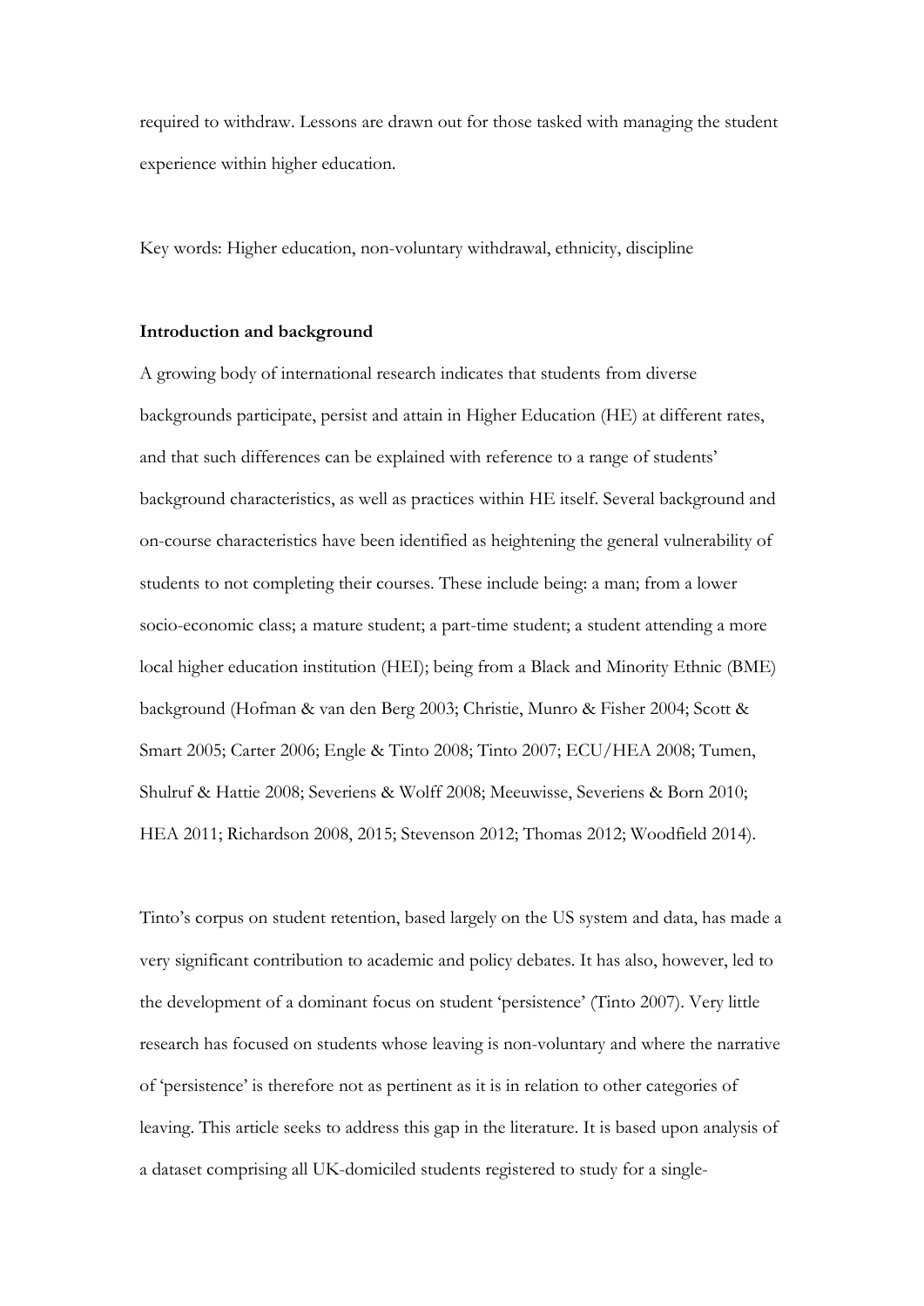required to withdraw. Lessons are drawn out for those tasked with managing the student experience within higher education.

Key words: Higher education, non-voluntary withdrawal, ethnicity, discipline

**Introduction and background**

A growing body of international research indicates that students from diverse backgrounds participate, persist and attain in Higher Education (HE) at different rates, and that such differences can be explained with reference to a range of students' background characteristics, as well as practices within HE itself. Several background and on-course characteristics have been identified as heightening the general vulnerability of students to not completing their courses. These include being: a man; from a lower socio-economic class; a mature student; a part-time student; a student attending a more local higher education institution (HEI); being from a Black and Minority Ethnic (BME) background (Hofman & van den Berg 2003; Christie, Munro & Fisher 2004; Scott & Smart 2005; Carter 2006; Engle & Tinto 2008; Tinto 2007; ECU/HEA 2008; Tumen, Shulruf & Hattie 2008; Severiens & Wolff 2008; Meeuwisse, Severiens & Born 2010; HEA 2011; Richardson 2008, 2015; Stevenson 2012; Thomas 2012; Woodfield 2014).

Tinto's corpus on student retention, based largely on the US system and data, has made a very significant contribution to academic and policy debates. It has also, however, led to the development of a dominant focus on student 'persistence' (Tinto 2007). Very little research has focused on students whose leaving is non-voluntary and where the narrative of 'persistence' is therefore not as pertinent as it is in relation to other categories of leaving. This article seeks to address this gap in the literature. It is based upon analysis of a dataset comprising all UK-domiciled students registered to study for a single-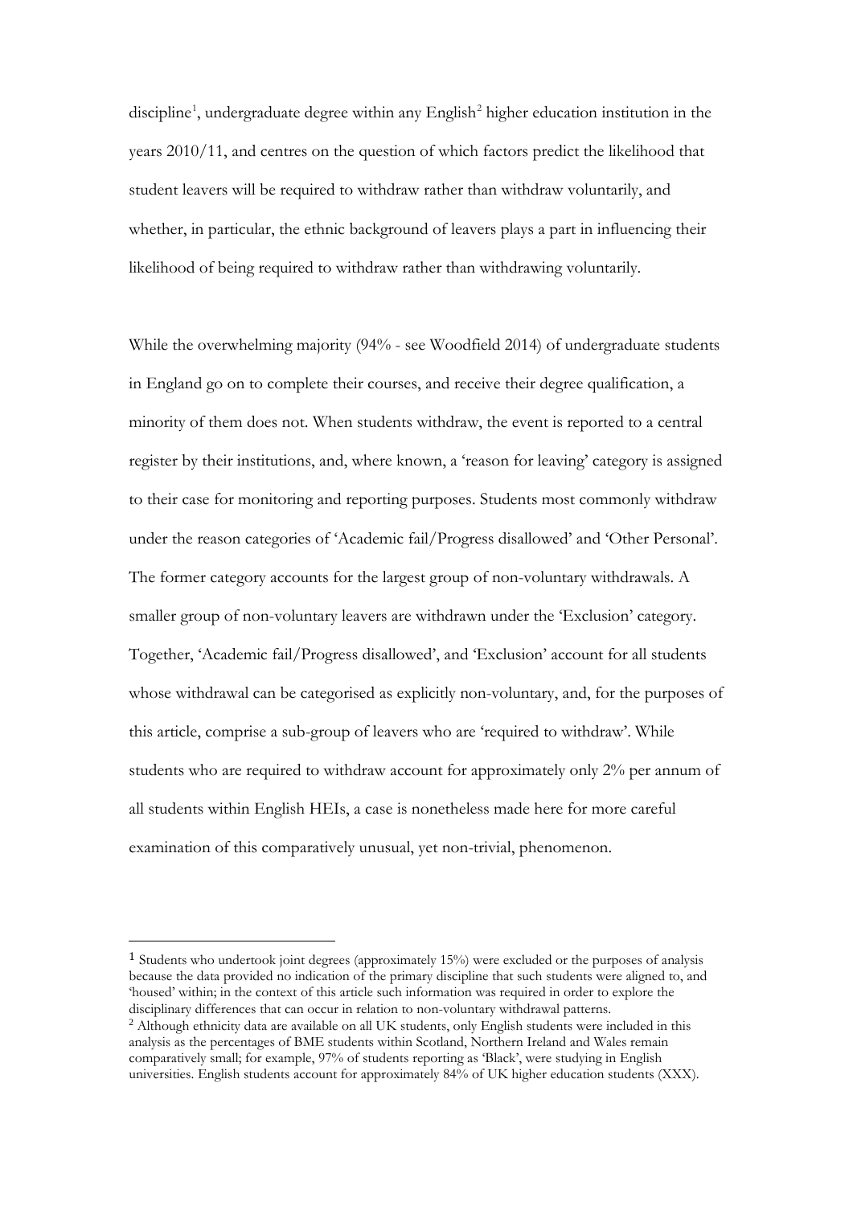discipline[1], undergraduate degree within any English[2] higher education institution in the years 2010/11, and centres on the question of which factors predict the likelihood that student leavers will be required to withdraw rather than withdraw voluntarily, and whether, in particular, the ethnic background of leavers plays a part in influencing their likelihood of being required to withdraw rather than withdrawing voluntarily.

While the overwhelming majority (94% - see Woodfield 2014) of undergraduate students in England go on to complete their courses, and receive their degree qualification, a minority of them does not. When students withdraw, the event is reported to a central register by their institutions, and, where known, a 'reason for leaving' category is assigned to their case for monitoring and reporting purposes. Students most commonly withdraw under the reason categories of 'Academic fail/Progress disallowed' and 'Other Personal'. The former category accounts for the largest group of non-voluntary withdrawals. A smaller group of non-voluntary leavers are withdrawn under the 'Exclusion' category. Together, 'Academic fail/Progress disallowed', and 'Exclusion' account for all students whose withdrawal can be categorised as explicitly non-voluntary, and, for the purposes of this article, comprise a sub-group of leavers who are 'required to withdraw'. While students who are required to withdraw account for approximately only 2% per annum of all students within English HEIs, a case is nonetheless made here for more careful examination of this comparatively unusual, yet non-trivial, phenomenon.

---

[1] Students who undertook joint degrees (approximately 15%) were excluded or the purposes of analysis because the data provided no indication of the primary discipline that such students were aligned to, and 'housed' within; in the context of this article such information was required in order to explore the disciplinary differences that can occur in relation to non-voluntary withdrawal patterns.

[2] Although ethnicity data are available on all UK students, only English students were included in this analysis as the percentages of BME students within Scotland, Northern Ireland and Wales remain comparatively small; for example, 97% of students reporting as 'Black', were studying in English universities. English students account for approximately 84% of UK higher education students (XXX).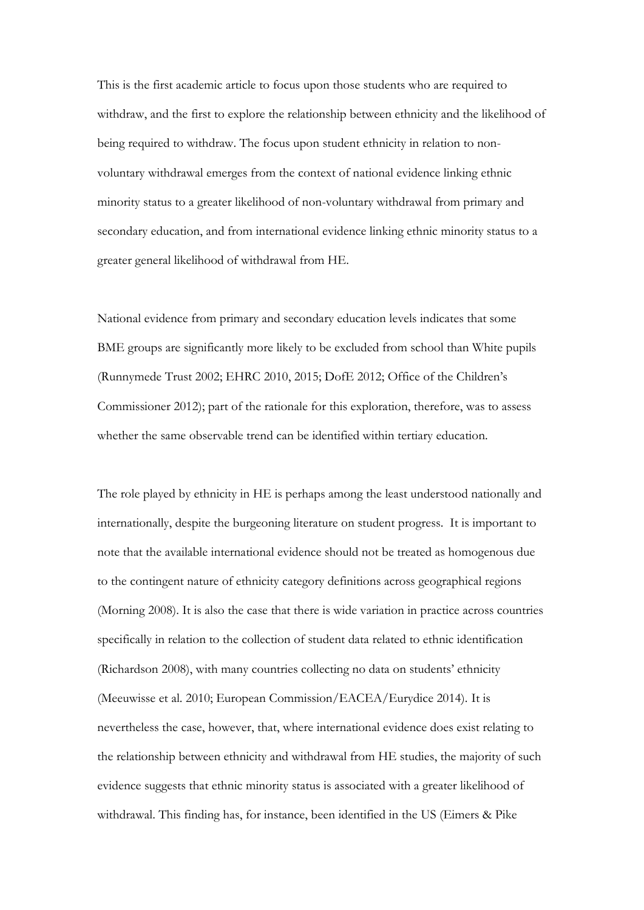This is the first academic article to focus upon those students who are required to withdraw, and the first to explore the relationship between ethnicity and the likelihood of being required to withdraw. The focus upon student ethnicity in relation to non-voluntary withdrawal emerges from the context of national evidence linking ethnic minority status to a greater likelihood of non-voluntary withdrawal from primary and secondary education, and from international evidence linking ethnic minority status to a greater general likelihood of withdrawal from HE.

National evidence from primary and secondary education levels indicates that some BME groups are significantly more likely to be excluded from school than White pupils (Runnymede Trust 2002; EHRC 2010, 2015; DofE 2012; Office of the Children's Commissioner 2012); part of the rationale for this exploration, therefore, was to assess whether the same observable trend can be identified within tertiary education.

The role played by ethnicity in HE is perhaps among the least understood nationally and internationally, despite the burgeoning literature on student progress. It is important to note that the available international evidence should not be treated as homogenous due to the contingent nature of ethnicity category definitions across geographical regions (Morning 2008). It is also the case that there is wide variation in practice across countries specifically in relation to the collection of student data related to ethnic identification (Richardson 2008), with many countries collecting no data on students' ethnicity (Meeuwisse et al. 2010; European Commission/EACEA/Eurydice 2014). It is nevertheless the case, however, that, where international evidence does exist relating to the relationship between ethnicity and withdrawal from HE studies, the majority of such evidence suggests that ethnic minority status is associated with a greater likelihood of withdrawal. This finding has, for instance, been identified in the US (Eimers & Pike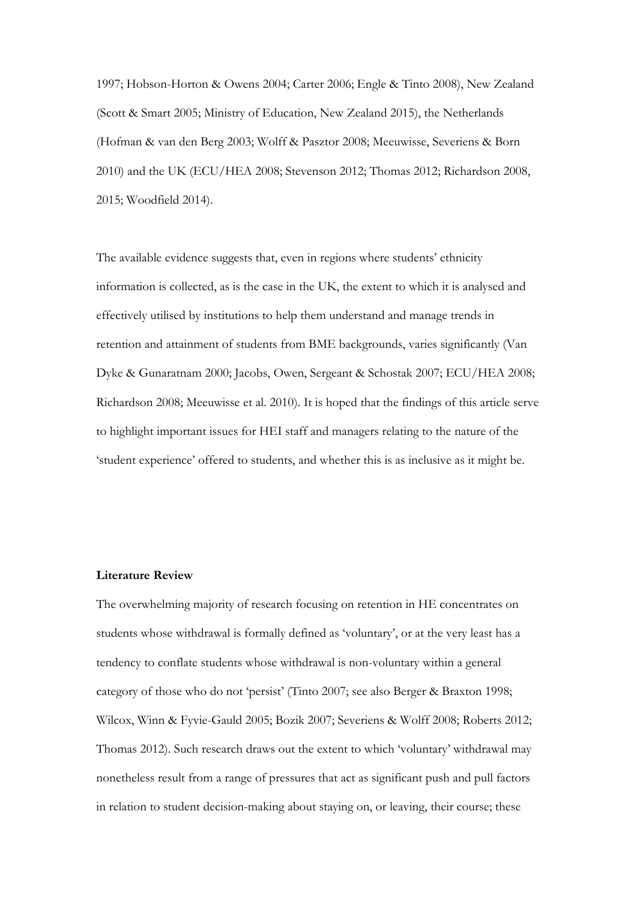1997; Hobson-Horton & Owens 2004; Carter 2006; Engle & Tinto 2008), New Zealand (Scott & Smart 2005; Ministry of Education, New Zealand 2015), the Netherlands (Hofman & van den Berg 2003; Wolff & Pasztor 2008; Meeuwisse, Severiens & Born 2010) and the UK (ECU/HEA 2008; Stevenson 2012; Thomas 2012; Richardson 2008, 2015; Woodfield 2014).

The available evidence suggests that, even in regions where students' ethnicity information is collected, as is the case in the UK, the extent to which it is analysed and effectively utilised by institutions to help them understand and manage trends in retention and attainment of students from BME backgrounds, varies significantly (Van Dyke & Gunaratnam 2000; Jacobs, Owen, Sergeant & Schostak 2007; ECU/HEA 2008; Richardson 2008; Meeuwisse et al. 2010). It is hoped that the findings of this article serve to highlight important issues for HEI staff and managers relating to the nature of the 'student experience' offered to students, and whether this is as inclusive as it might be.

**Literature Review**

The overwhelming majority of research focusing on retention in HE concentrates on students whose withdrawal is formally defined as 'voluntary', or at the very least has a tendency to conflate students whose withdrawal is non-voluntary within a general category of those who do not 'persist' (Tinto 2007; see also Berger & Braxton 1998; Wilcox, Winn & Fyvie-Gauld 2005; Bozik 2007; Severiens & Wolff 2008; Roberts 2012; Thomas 2012). Such research draws out the extent to which 'voluntary' withdrawal may nonetheless result from a range of pressures that act as significant push and pull factors in relation to student decision-making about staying on, or leaving, their course; these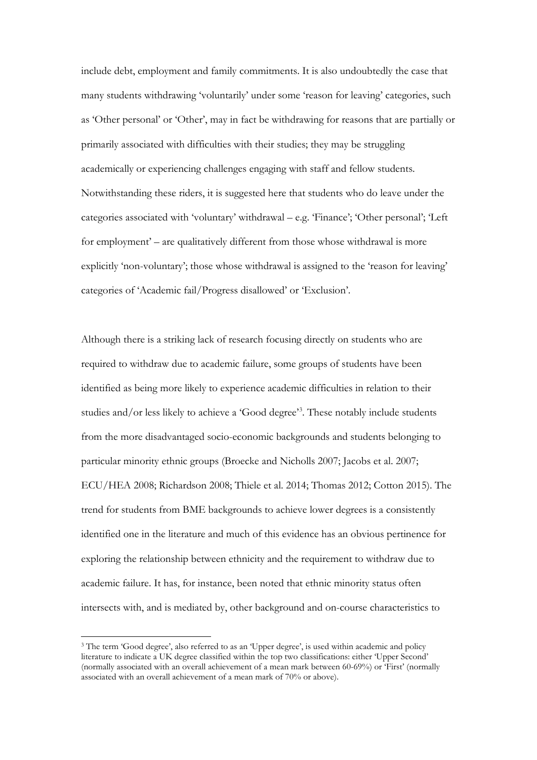include debt, employment and family commitments. It is also undoubtedly the case that many students withdrawing 'voluntarily' under some 'reason for leaving' categories, such as 'Other personal' or 'Other', may in fact be withdrawing for reasons that are partially or primarily associated with difficulties with their studies; they may be struggling academically or experiencing challenges engaging with staff and fellow students. Notwithstanding these riders, it is suggested here that students who do leave under the categories associated with 'voluntary' withdrawal – e.g. 'Finance'; 'Other personal'; 'Left for employment' – are qualitatively different from those whose withdrawal is more explicitly 'non-voluntary'; those whose withdrawal is assigned to the 'reason for leaving' categories of 'Academic fail/Progress disallowed' or 'Exclusion'.

Although there is a striking lack of research focusing directly on students who are required to withdraw due to academic failure, some groups of students have been identified as being more likely to experience academic difficulties in relation to their studies and/or less likely to achieve a 'Good degree'[3]. These notably include students from the more disadvantaged socio-economic backgrounds and students belonging to particular minority ethnic groups (Broecke and Nicholls 2007; Jacobs et al. 2007; ECU/HEA 2008; Richardson 2008; Thiele et al. 2014; Thomas 2012; Cotton 2015). The trend for students from BME backgrounds to achieve lower degrees is a consistently identified one in the literature and much of this evidence has an obvious pertinence for exploring the relationship between ethnicity and the requirement to withdraw due to academic failure. It has, for instance, been noted that ethnic minority status often intersects with, and is mediated by, other background and on-course characteristics to

[3] The term 'Good degree', also referred to as an 'Upper degree', is used within academic and policy literature to indicate a UK degree classified within the top two classifications: either 'Upper Second' (normally associated with an overall achievement of a mean mark between 60-69%) or 'First' (normally associated with an overall achievement of a mean mark of 70% or above).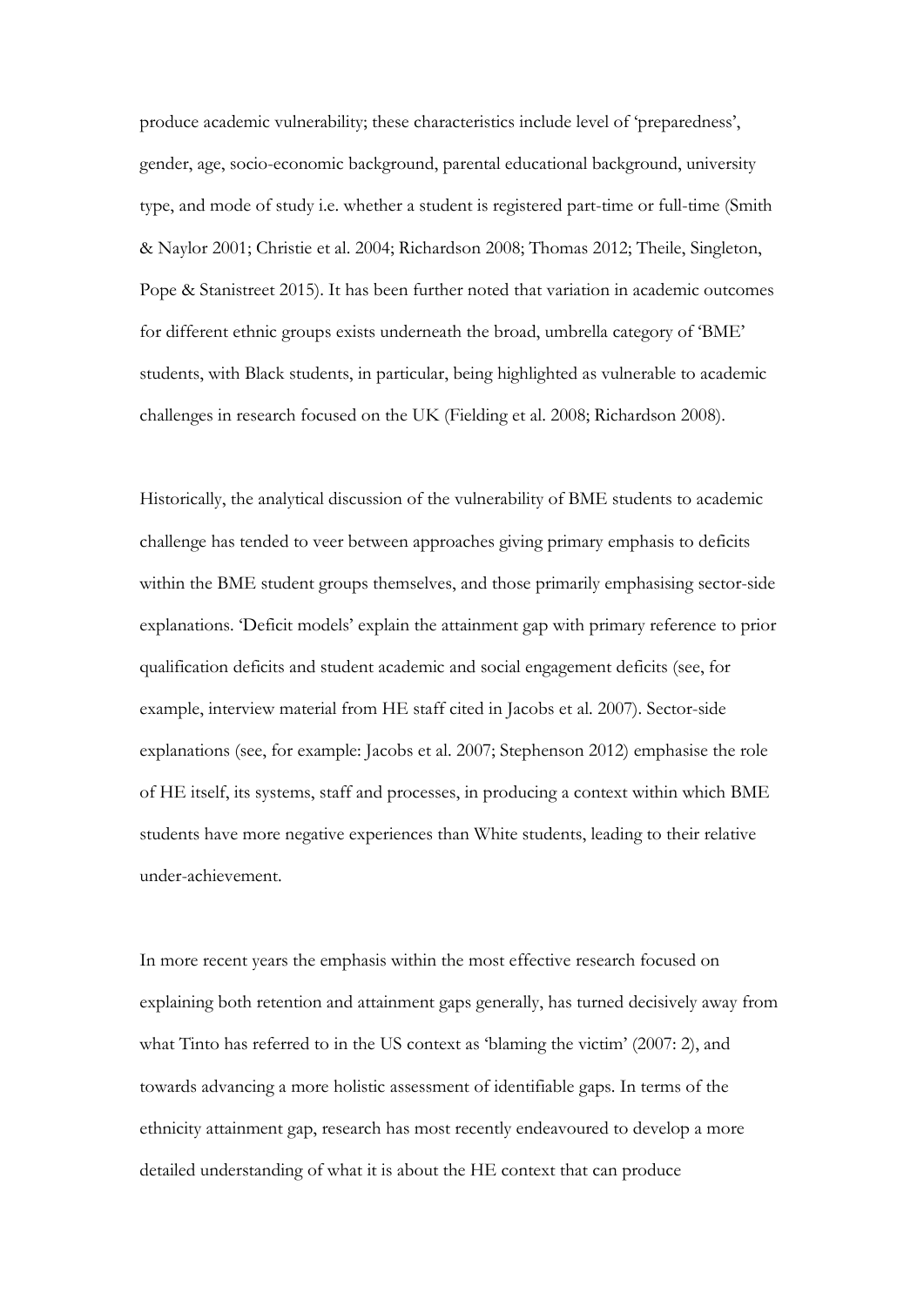produce academic vulnerability; these characteristics include level of 'preparedness', gender, age, socio-economic background, parental educational background, university type, and mode of study i.e. whether a student is registered part-time or full-time (Smith & Naylor 2001; Christie et al. 2004; Richardson 2008; Thomas 2012; Theile, Singleton, Pope & Stanistreet 2015). It has been further noted that variation in academic outcomes for different ethnic groups exists underneath the broad, umbrella category of 'BME' students, with Black students, in particular, being highlighted as vulnerable to academic challenges in research focused on the UK (Fielding et al. 2008; Richardson 2008).

Historically, the analytical discussion of the vulnerability of BME students to academic challenge has tended to veer between approaches giving primary emphasis to deficits within the BME student groups themselves, and those primarily emphasising sector-side explanations. 'Deficit models' explain the attainment gap with primary reference to prior qualification deficits and student academic and social engagement deficits (see, for example, interview material from HE staff cited in Jacobs et al. 2007). Sector-side explanations (see, for example: Jacobs et al. 2007; Stephenson 2012) emphasise the role of HE itself, its systems, staff and processes, in producing a context within which BME students have more negative experiences than White students, leading to their relative under-achievement.

In more recent years the emphasis within the most effective research focused on explaining both retention and attainment gaps generally, has turned decisively away from what Tinto has referred to in the US context as 'blaming the victim' (2007: 2), and towards advancing a more holistic assessment of identifiable gaps. In terms of the ethnicity attainment gap, research has most recently endeavoured to develop a more detailed understanding of what it is about the HE context that can produce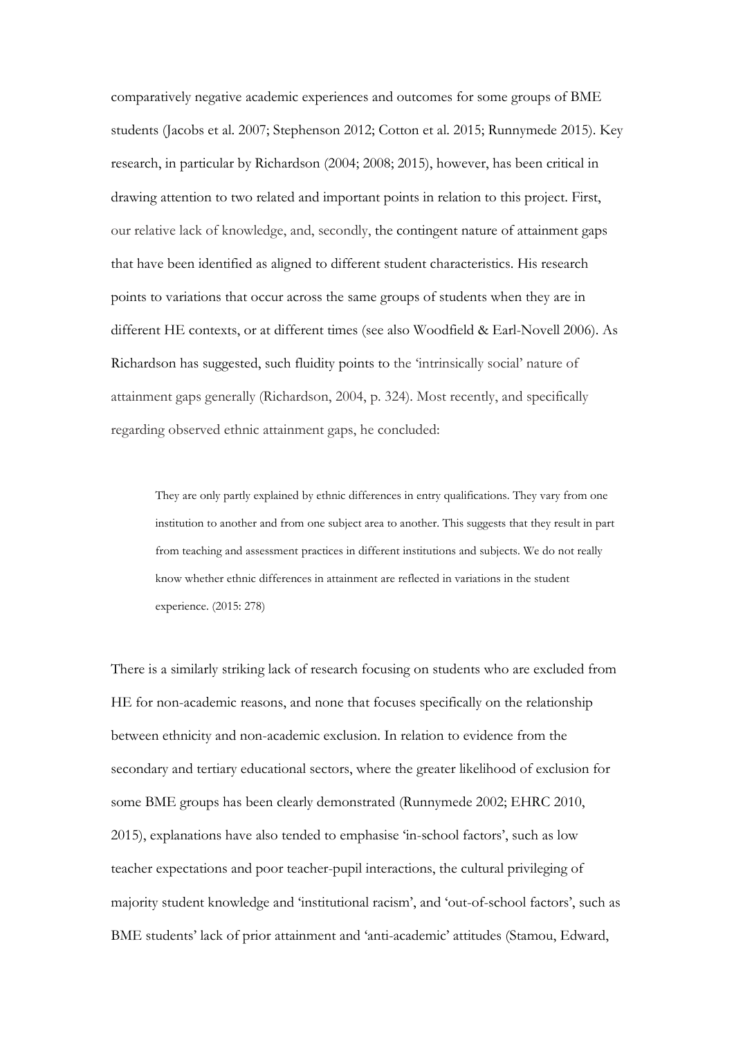comparatively negative academic experiences and outcomes for some groups of BME students (Jacobs et al. 2007; Stephenson 2012; Cotton et al. 2015; Runnymede 2015). Key research, in particular by Richardson (2004; 2008; 2015), however, has been critical in drawing attention to two related and important points in relation to this project. First, our relative lack of knowledge, and, secondly, the contingent nature of attainment gaps that have been identified as aligned to different student characteristics. His research points to variations that occur across the same groups of students when they are in different HE contexts, or at different times (see also Woodfield & Earl-Novell 2006). As Richardson has suggested, such fluidity points to the 'intrinsically social' nature of attainment gaps generally (Richardson, 2004, p. 324). Most recently, and specifically regarding observed ethnic attainment gaps, he concluded:

> They are only partly explained by ethnic differences in entry qualifications. They vary from one institution to another and from one subject area to another. This suggests that they result in part from teaching and assessment practices in different institutions and subjects. We do not really know whether ethnic differences in attainment are reflected in variations in the student experience. (2015: 278)

There is a similarly striking lack of research focusing on students who are excluded from HE for non-academic reasons, and none that focuses specifically on the relationship between ethnicity and non-academic exclusion. In relation to evidence from the secondary and tertiary educational sectors, where the greater likelihood of exclusion for some BME groups has been clearly demonstrated (Runnymede 2002; EHRC 2010, 2015), explanations have also tended to emphasise 'in-school factors', such as low teacher expectations and poor teacher-pupil interactions, the cultural privileging of majority student knowledge and 'institutional racism', and 'out-of-school factors', such as BME students' lack of prior attainment and 'anti-academic' attitudes (Stamou, Edward,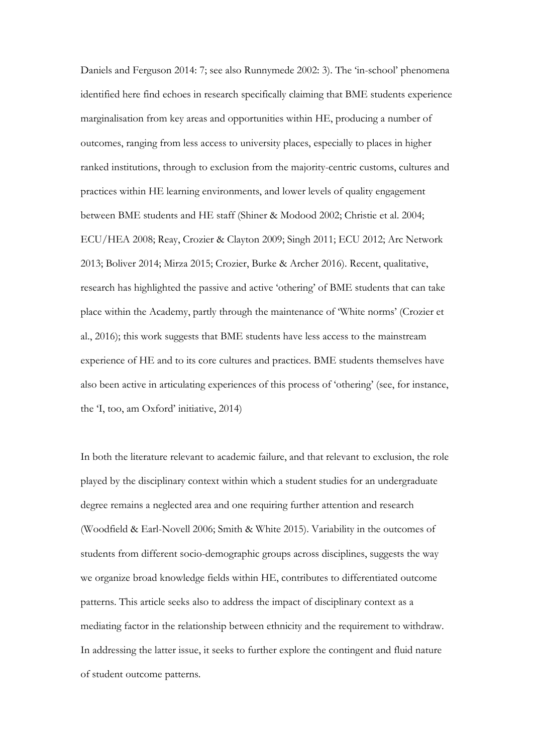Daniels and Ferguson 2014: 7; see also Runnymede 2002: 3). The 'in-school' phenomena identified here find echoes in research specifically claiming that BME students experience marginalisation from key areas and opportunities within HE, producing a number of outcomes, ranging from less access to university places, especially to places in higher ranked institutions, through to exclusion from the majority-centric customs, cultures and practices within HE learning environments, and lower levels of quality engagement between BME students and HE staff (Shiner & Modood 2002; Christie et al. 2004; ECU/HEA 2008; Reay, Crozier & Clayton 2009; Singh 2011; ECU 2012; Arc Network 2013; Boliver 2014; Mirza 2015; Crozier, Burke & Archer 2016). Recent, qualitative, research has highlighted the passive and active 'othering' of BME students that can take place within the Academy, partly through the maintenance of 'White norms' (Crozier et al., 2016); this work suggests that BME students have less access to the mainstream experience of HE and to its core cultures and practices. BME students themselves have also been active in articulating experiences of this process of 'othering' (see, for instance, the 'I, too, am Oxford' initiative, 2014)

In both the literature relevant to academic failure, and that relevant to exclusion, the role played by the disciplinary context within which a student studies for an undergraduate degree remains a neglected area and one requiring further attention and research (Woodfield & Earl-Novell 2006; Smith & White 2015). Variability in the outcomes of students from different socio-demographic groups across disciplines, suggests the way we organize broad knowledge fields within HE, contributes to differentiated outcome patterns. This article seeks also to address the impact of disciplinary context as a mediating factor in the relationship between ethnicity and the requirement to withdraw. In addressing the latter issue, it seeks to further explore the contingent and fluid nature of student outcome patterns.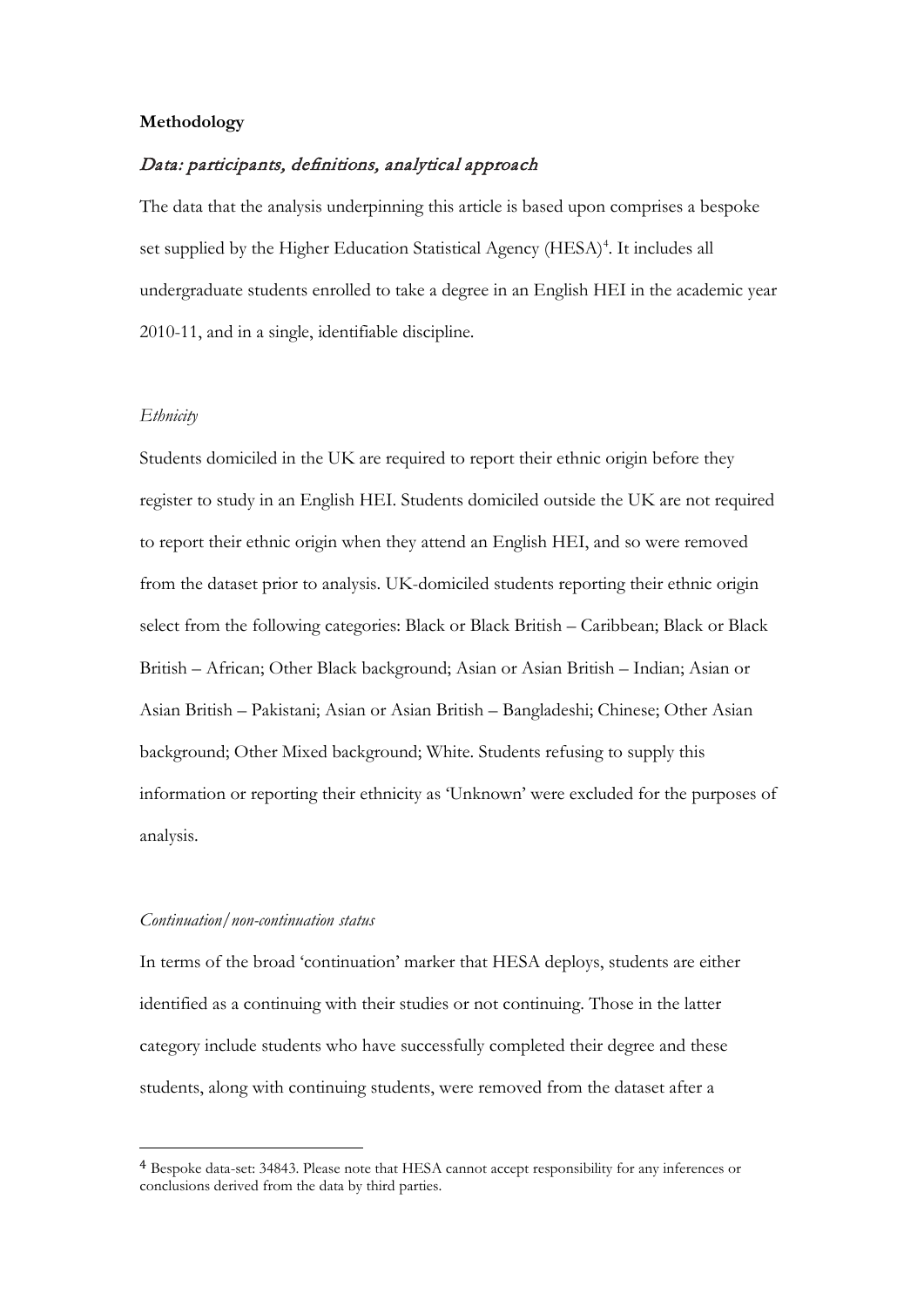**Methodology**

*Data: participants, definitions, analytical approach*

The data that the analysis underpinning this article is based upon comprises a bespoke set supplied by the Higher Education Statistical Agency (HESA)[4]. It includes all undergraduate students enrolled to take a degree in an English HEI in the academic year 2010-11, and in a single, identifiable discipline.

*Ethnicity*

Students domiciled in the UK are required to report their ethnic origin before they register to study in an English HEI. Students domiciled outside the UK are not required to report their ethnic origin when they attend an English HEI, and so were removed from the dataset prior to analysis. UK-domiciled students reporting their ethnic origin select from the following categories: Black or Black British – Caribbean; Black or Black British – African; Other Black background; Asian or Asian British – Indian; Asian or Asian British – Pakistani; Asian or Asian British – Bangladeshi; Chinese; Other Asian background; Other Mixed background; White. Students refusing to supply this information or reporting their ethnicity as 'Unknown' were excluded for the purposes of analysis.

*Continuation/non-continuation status*

In terms of the broad 'continuation' marker that HESA deploys, students are either identified as a continuing with their studies or not continuing. Those in the latter category include students who have successfully completed their degree and these students, along with continuing students, were removed from the dataset after a

[4] Bespoke data-set: 34843. Please note that HESA cannot accept responsibility for any inferences or conclusions derived from the data by third parties.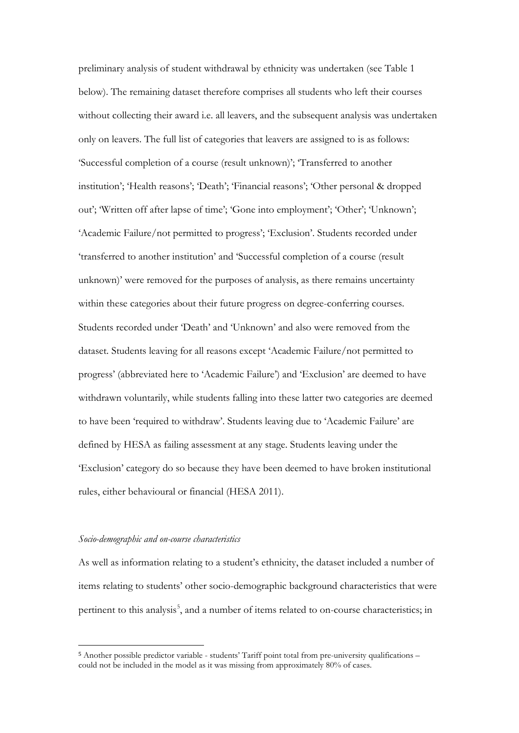preliminary analysis of student withdrawal by ethnicity was undertaken (see Table 1 below). The remaining dataset therefore comprises all students who left their courses without collecting their award i.e. all leavers, and the subsequent analysis was undertaken only on leavers. The full list of categories that leavers are assigned to is as follows: 'Successful completion of a course (result unknown)'; 'Transferred to another institution'; 'Health reasons'; 'Death'; 'Financial reasons'; 'Other personal & dropped out'; 'Written off after lapse of time'; 'Gone into employment'; 'Other'; 'Unknown'; 'Academic Failure/not permitted to progress'; 'Exclusion'. Students recorded under 'transferred to another institution' and 'Successful completion of a course (result unknown)' were removed for the purposes of analysis, as there remains uncertainty within these categories about their future progress on degree-conferring courses. Students recorded under 'Death' and 'Unknown' and also were removed from the dataset. Students leaving for all reasons except 'Academic Failure/not permitted to progress' (abbreviated here to 'Academic Failure') and 'Exclusion' are deemed to have withdrawn voluntarily, while students falling into these latter two categories are deemed to have been 'required to withdraw'. Students leaving due to 'Academic Failure' are defined by HESA as failing assessment at any stage. Students leaving under the 'Exclusion' category do so because they have been deemed to have broken institutional rules, either behavioural or financial (HESA 2011).

*Socio-demographic and on-course characteristics*

As well as information relating to a student's ethnicity, the dataset included a number of items relating to students' other socio-demographic background characteristics that were pertinent to this analysis[5], and a number of items related to on-course characteristics; in

[5] Another possible predictor variable - students' Tariff point total from pre-university qualifications – could not be included in the model as it was missing from approximately 80% of cases.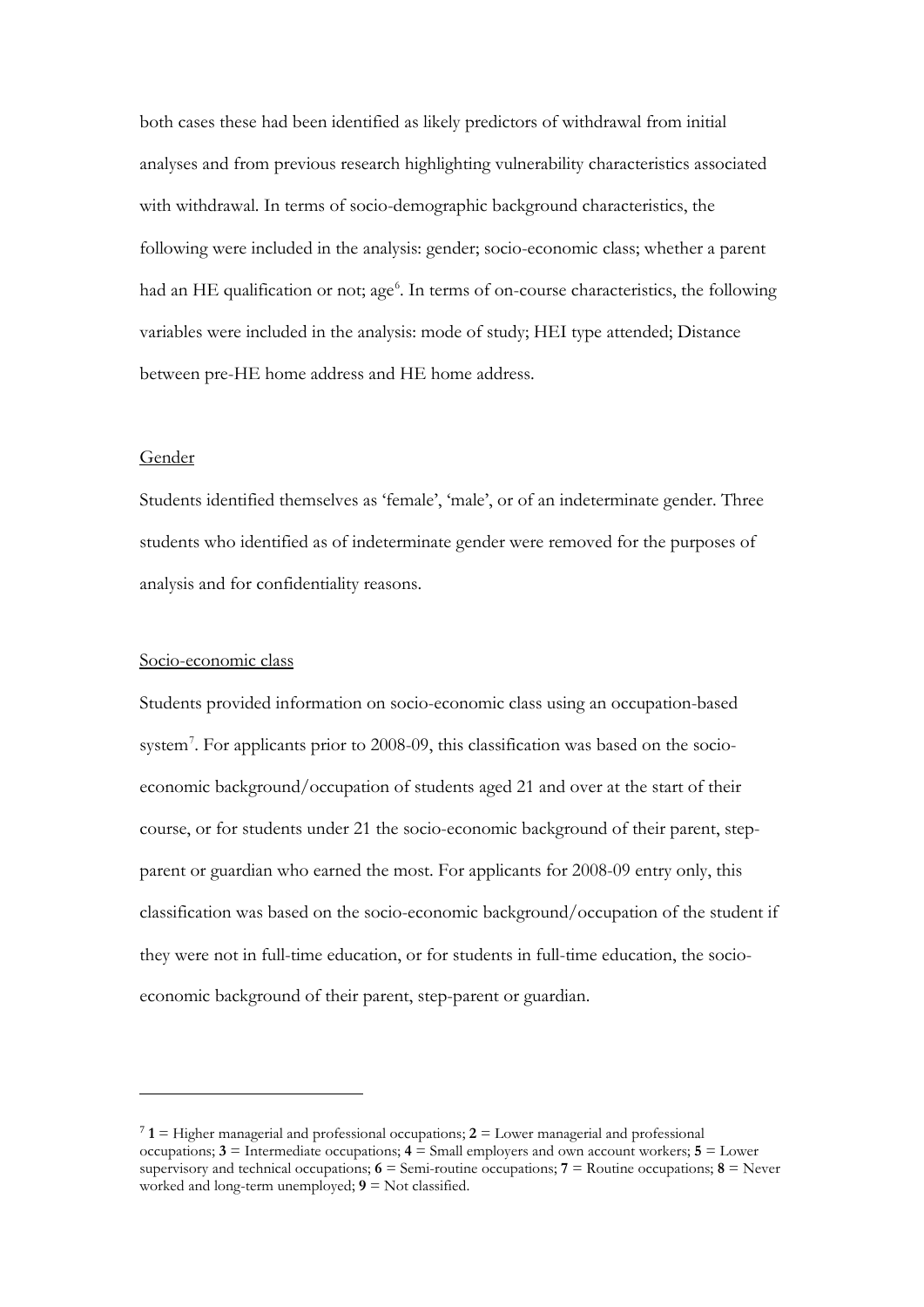both cases these had been identified as likely predictors of withdrawal from initial analyses and from previous research highlighting vulnerability characteristics associated with withdrawal. In terms of socio-demographic background characteristics, the following were included in the analysis: gender; socio-economic class; whether a parent had an HE qualification or not; age[6]. In terms of on-course characteristics, the following variables were included in the analysis: mode of study; HEI type attended; Distance between pre-HE home address and HE home address.

Gender

Students identified themselves as 'female', 'male', or of an indeterminate gender. Three students who identified as of indeterminate gender were removed for the purposes of analysis and for confidentiality reasons.

Socio-economic class

Students provided information on socio-economic class using an occupation-based system[7]. For applicants prior to 2008-09, this classification was based on the socio-economic background/occupation of students aged 21 and over at the start of their course, or for students under 21 the socio-economic background of their parent, step-parent or guardian who earned the most. For applicants for 2008-09 entry only, this classification was based on the socio-economic background/occupation of the student if they were not in full-time education, or for students in full-time education, the socio-economic background of their parent, step-parent or guardian.

---

[7] **1** = Higher managerial and professional occupations; **2** = Lower managerial and professional occupations; **3** = Intermediate occupations; **4** = Small employers and own account workers; **5** = Lower supervisory and technical occupations; **6** = Semi-routine occupations; **7** = Routine occupations; **8** = Never worked and long-term unemployed; **9** = Not classified.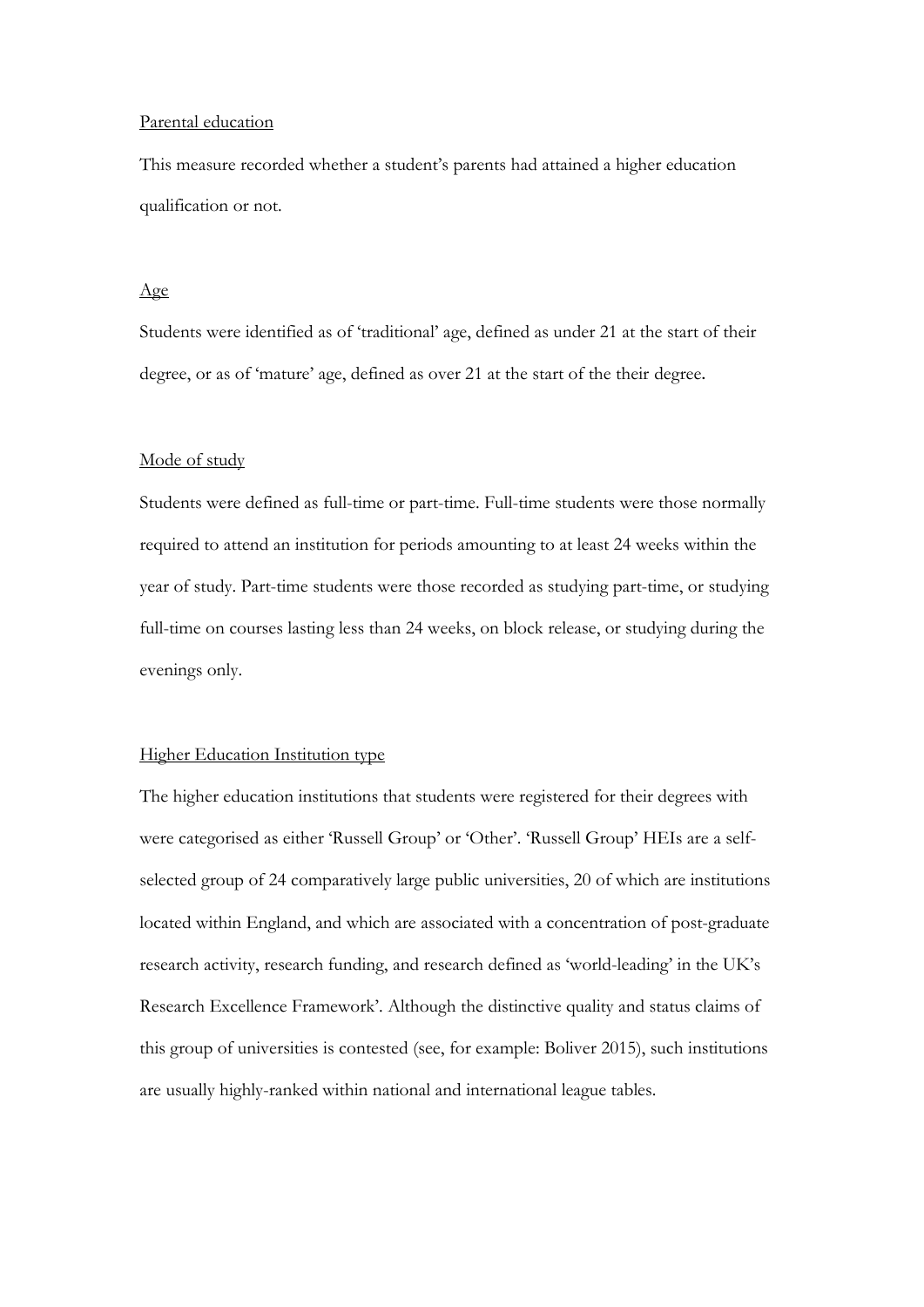Parental education

This measure recorded whether a student's parents had attained a higher education qualification or not.

Age

Students were identified as of 'traditional' age, defined as under 21 at the start of their degree, or as of 'mature' age, defined as over 21 at the start of the their degree.

Mode of study

Students were defined as full-time or part-time. Full-time students were those normally required to attend an institution for periods amounting to at least 24 weeks within the year of study. Part-time students were those recorded as studying part-time, or studying full-time on courses lasting less than 24 weeks, on block release, or studying during the evenings only.

Higher Education Institution type

The higher education institutions that students were registered for their degrees with were categorised as either 'Russell Group' or 'Other'. 'Russell Group' HEIs are a self-selected group of 24 comparatively large public universities, 20 of which are institutions located within England, and which are associated with a concentration of post-graduate research activity, research funding, and research defined as 'world-leading' in the UK's Research Excellence Framework'. Although the distinctive quality and status claims of this group of universities is contested (see, for example: Boliver 2015), such institutions are usually highly-ranked within national and international league tables.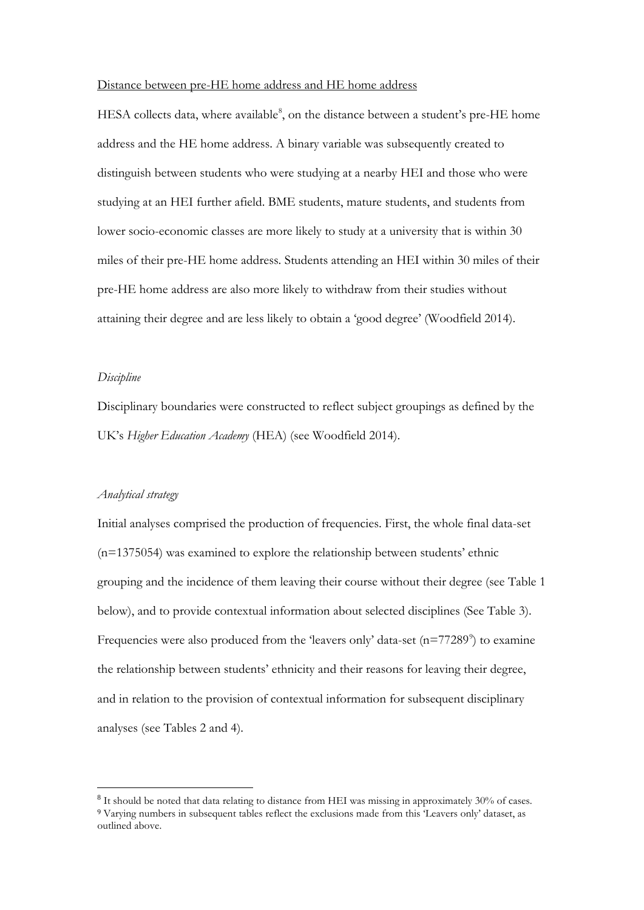Distance between pre-HE home address and HE home address

HESA collects data, where available[8], on the distance between a student's pre-HE home address and the HE home address. A binary variable was subsequently created to distinguish between students who were studying at a nearby HEI and those who were studying at an HEI further afield. BME students, mature students, and students from lower socio-economic classes are more likely to study at a university that is within 30 miles of their pre-HE home address. Students attending an HEI within 30 miles of their pre-HE home address are also more likely to withdraw from their studies without attaining their degree and are less likely to obtain a 'good degree' (Woodfield 2014).

*Discipline*

Disciplinary boundaries were constructed to reflect subject groupings as defined by the UK's *Higher Education Academy* (HEA) (see Woodfield 2014).

*Analytical strategy*

Initial analyses comprised the production of frequencies. First, the whole final data-set (n=1375054) was examined to explore the relationship between students' ethnic grouping and the incidence of them leaving their course without their degree (see Table 1 below), and to provide contextual information about selected disciplines (See Table 3). Frequencies were also produced from the 'leavers only' data-set (n=77289[9]) to examine the relationship between students' ethnicity and their reasons for leaving their degree, and in relation to the provision of contextual information for subsequent disciplinary analyses (see Tables 2 and 4).

[8] It should be noted that data relating to distance from HEI was missing in approximately 30% of cases.
[9] Varying numbers in subsequent tables reflect the exclusions made from this 'Leavers only' dataset, as outlined above.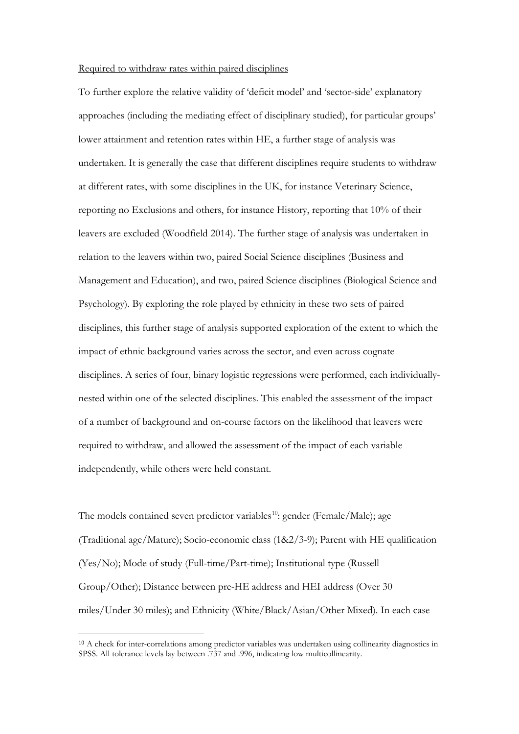Required to withdraw rates within paired disciplines

To further explore the relative validity of 'deficit model' and 'sector-side' explanatory approaches (including the mediating effect of disciplinary studied), for particular groups' lower attainment and retention rates within HE, a further stage of analysis was undertaken. It is generally the case that different disciplines require students to withdraw at different rates, with some disciplines in the UK, for instance Veterinary Science, reporting no Exclusions and others, for instance History, reporting that 10% of their leavers are excluded (Woodfield 2014). The further stage of analysis was undertaken in relation to the leavers within two, paired Social Science disciplines (Business and Management and Education), and two, paired Science disciplines (Biological Science and Psychology). By exploring the role played by ethnicity in these two sets of paired disciplines, this further stage of analysis supported exploration of the extent to which the impact of ethnic background varies across the sector, and even across cognate disciplines. A series of four, binary logistic regressions were performed, each individually-nested within one of the selected disciplines. This enabled the assessment of the impact of a number of background and on-course factors on the likelihood that leavers were required to withdraw, and allowed the assessment of the impact of each variable independently, while others were held constant.

The models contained seven predictor variables[10]: gender (Female/Male); age (Traditional age/Mature); Socio-economic class (1&2/3-9); Parent with HE qualification (Yes/No); Mode of study (Full-time/Part-time); Institutional type (Russell Group/Other); Distance between pre-HE address and HEI address (Over 30 miles/Under 30 miles); and Ethnicity (White/Black/Asian/Other Mixed). In each case

[10] A check for inter-correlations among predictor variables was undertaken using collinearity diagnostics in SPSS. All tolerance levels lay between .737 and .996, indicating low multicollinearity.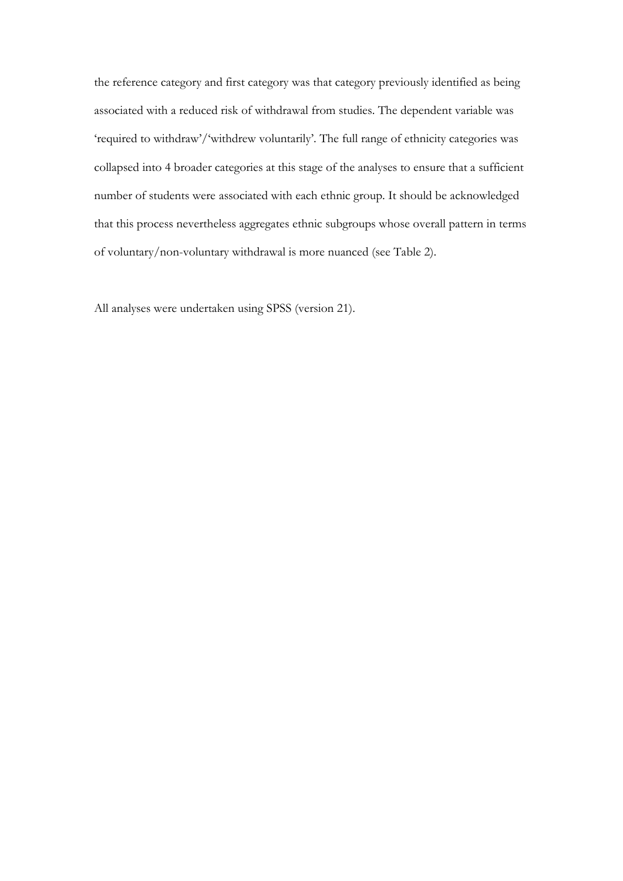the reference category and first category was that category previously identified as being associated with a reduced risk of withdrawal from studies. The dependent variable was 'required to withdraw'/'withdrew voluntarily'. The full range of ethnicity categories was collapsed into 4 broader categories at this stage of the analyses to ensure that a sufficient number of students were associated with each ethnic group. It should be acknowledged that this process nevertheless aggregates ethnic subgroups whose overall pattern in terms of voluntary/non-voluntary withdrawal is more nuanced (see Table 2).

All analyses were undertaken using SPSS (version 21).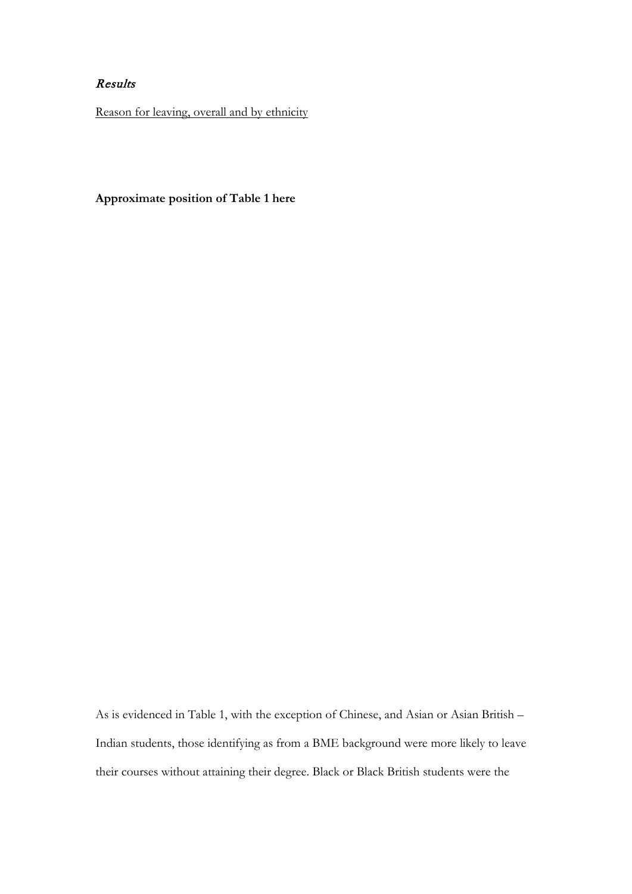### *Results*

Reason for leaving, overall and by ethnicity

**Approximate position of Table 1 here**

As is evidenced in Table 1, with the exception of Chinese, and Asian or Asian British – Indian students, those identifying as from a BME background were more likely to leave their courses without attaining their degree. Black or Black British students were the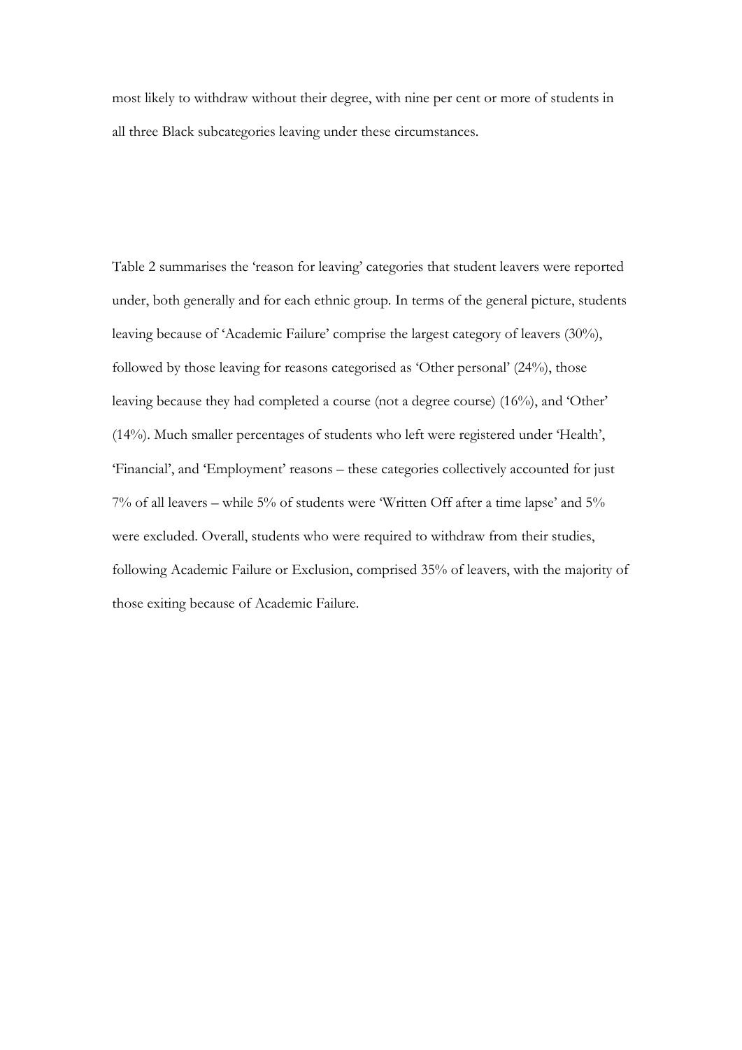most likely to withdraw without their degree, with nine per cent or more of students in all three Black subcategories leaving under these circumstances.

Table 2 summarises the 'reason for leaving' categories that student leavers were reported under, both generally and for each ethnic group. In terms of the general picture, students leaving because of 'Academic Failure' comprise the largest category of leavers (30%), followed by those leaving for reasons categorised as 'Other personal' (24%), those leaving because they had completed a course (not a degree course) (16%), and 'Other' (14%). Much smaller percentages of students who left were registered under 'Health', 'Financial', and 'Employment' reasons – these categories collectively accounted for just 7% of all leavers – while 5% of students were 'Written Off after a time lapse' and 5% were excluded. Overall, students who were required to withdraw from their studies, following Academic Failure or Exclusion, comprised 35% of leavers, with the majority of those exiting because of Academic Failure.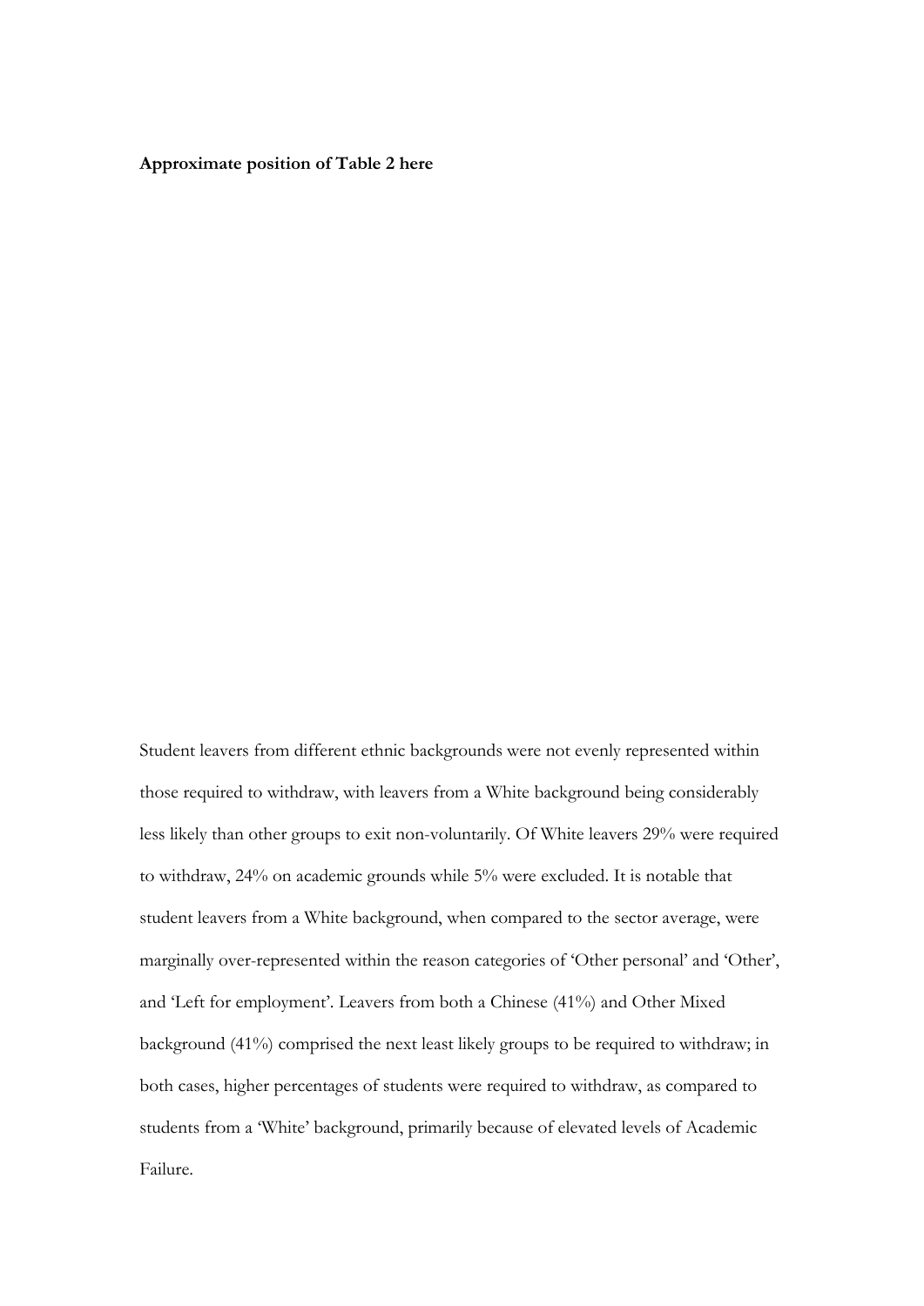**Approximate position of Table 2 here**

Student leavers from different ethnic backgrounds were not evenly represented within those required to withdraw, with leavers from a White background being considerably less likely than other groups to exit non-voluntarily. Of White leavers 29% were required to withdraw, 24% on academic grounds while 5% were excluded. It is notable that student leavers from a White background, when compared to the sector average, were marginally over-represented within the reason categories of 'Other personal' and 'Other', and 'Left for employment'. Leavers from both a Chinese (41%) and Other Mixed background (41%) comprised the next least likely groups to be required to withdraw; in both cases, higher percentages of students were required to withdraw, as compared to students from a 'White' background, primarily because of elevated levels of Academic Failure.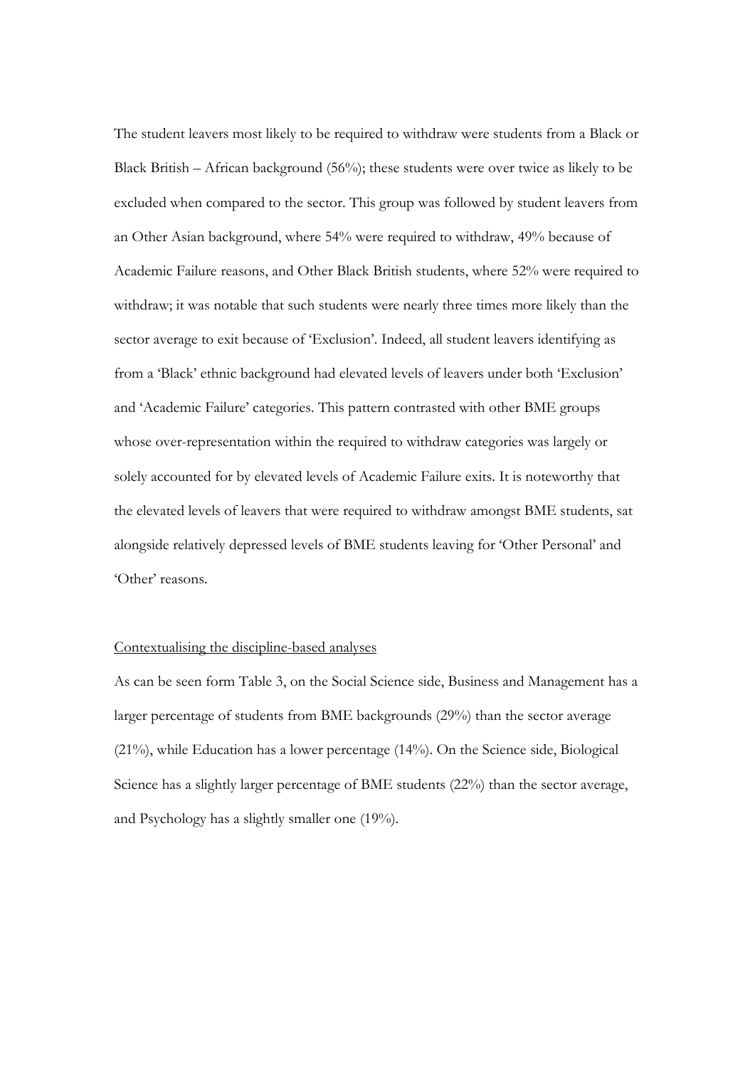The student leavers most likely to be required to withdraw were students from a Black or Black British – African background (56%); these students were over twice as likely to be excluded when compared to the sector. This group was followed by student leavers from an Other Asian background, where 54% were required to withdraw, 49% because of Academic Failure reasons, and Other Black British students, where 52% were required to withdraw; it was notable that such students were nearly three times more likely than the sector average to exit because of 'Exclusion'. Indeed, all student leavers identifying as from a 'Black' ethnic background had elevated levels of leavers under both 'Exclusion' and 'Academic Failure' categories. This pattern contrasted with other BME groups whose over-representation within the required to withdraw categories was largely or solely accounted for by elevated levels of Academic Failure exits. It is noteworthy that the elevated levels of leavers that were required to withdraw amongst BME students, sat alongside relatively depressed levels of BME students leaving for 'Other Personal' and 'Other' reasons.

<u>Contextualising the discipline-based analyses</u>

As can be seen form Table 3, on the Social Science side, Business and Management has a larger percentage of students from BME backgrounds (29%) than the sector average (21%), while Education has a lower percentage (14%). On the Science side, Biological Science has a slightly larger percentage of BME students (22%) than the sector average, and Psychology has a slightly smaller one (19%).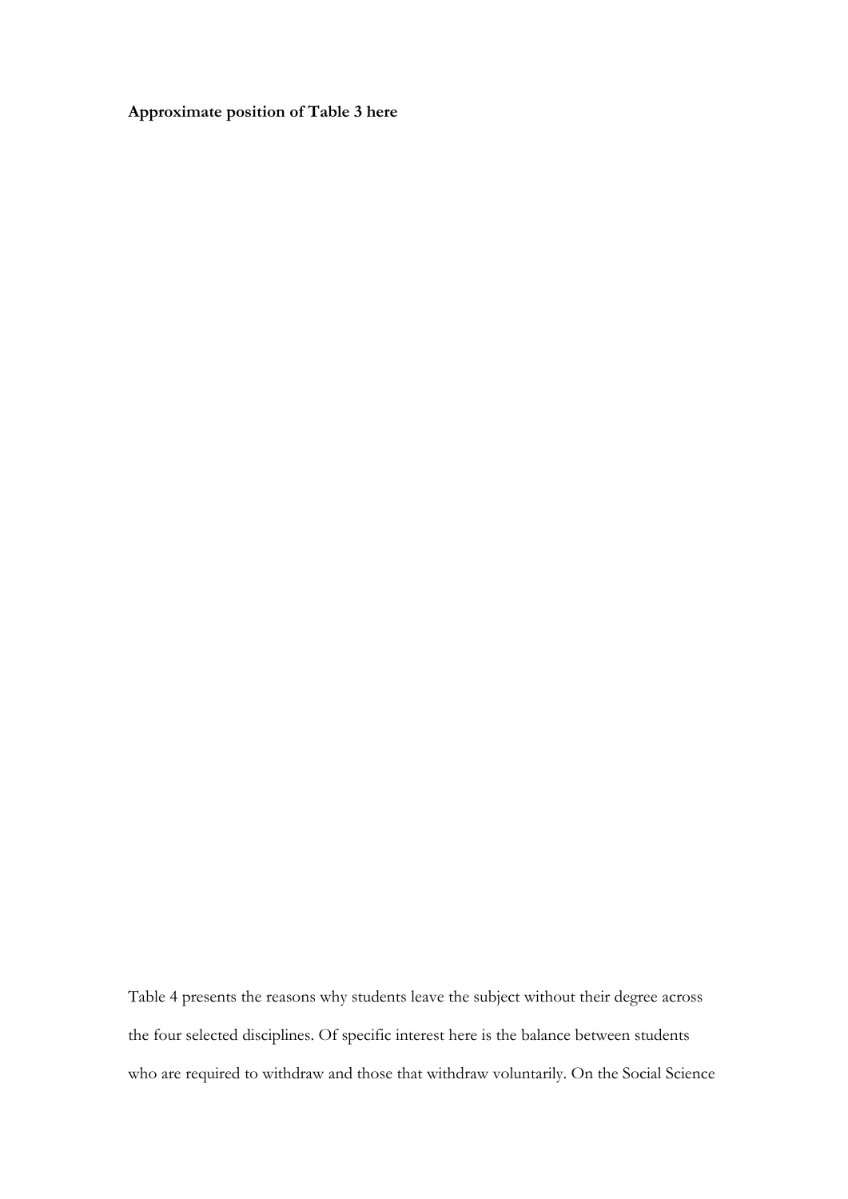**Approximate position of Table 3 here**

Table 4 presents the reasons why students leave the subject without their degree across the four selected disciplines. Of specific interest here is the balance between students who are required to withdraw and those that withdraw voluntarily. On the Social Science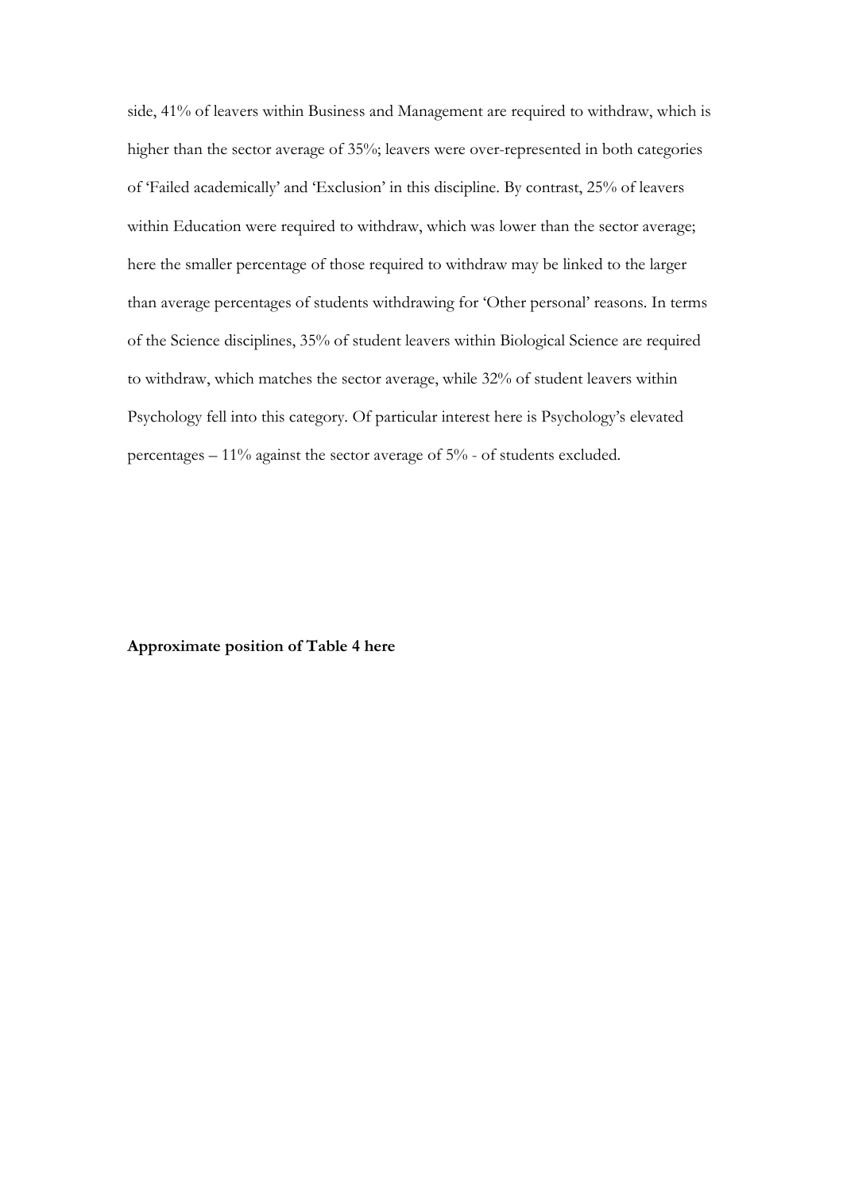side, 41% of leavers within Business and Management are required to withdraw, which is higher than the sector average of 35%; leavers were over-represented in both categories of 'Failed academically' and 'Exclusion' in this discipline. By contrast, 25% of leavers within Education were required to withdraw, which was lower than the sector average; here the smaller percentage of those required to withdraw may be linked to the larger than average percentages of students withdrawing for 'Other personal' reasons. In terms of the Science disciplines, 35% of student leavers within Biological Science are required to withdraw, which matches the sector average, while 32% of student leavers within Psychology fell into this category. Of particular interest here is Psychology's elevated percentages – 11% against the sector average of 5% - of students excluded.

**Approximate position of Table 4 here**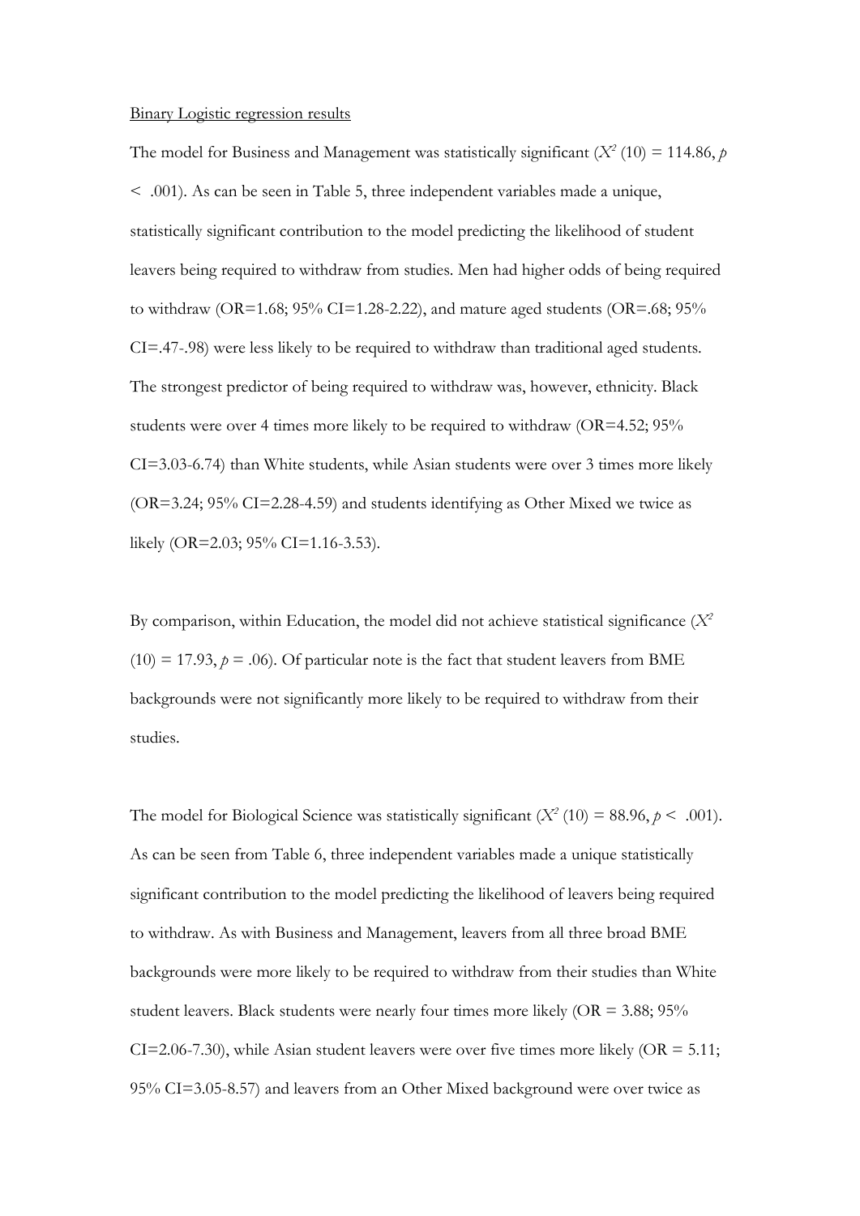Binary Logistic regression results

The model for Business and Management was statistically significant ($X^2$ (10) = 114.86, $p$ < .001). As can be seen in Table 5, three independent variables made a unique, statistically significant contribution to the model predicting the likelihood of student leavers being required to withdraw from studies. Men had higher odds of being required to withdraw (OR=1.68; 95% CI=1.28-2.22), and mature aged students (OR=.68; 95% CI=.47-.98) were less likely to be required to withdraw than traditional aged students. The strongest predictor of being required to withdraw was, however, ethnicity. Black students were over 4 times more likely to be required to withdraw (OR=4.52; 95% CI=3.03-6.74) than White students, while Asian students were over 3 times more likely (OR=3.24; 95% CI=2.28-4.59) and students identifying as Other Mixed we twice as likely (OR=2.03; 95% CI=1.16-3.53).

By comparison, within Education, the model did not achieve statistical significance ($X^2$ (10) = 17.93, $p$ = .06). Of particular note is the fact that student leavers from BME backgrounds were not significantly more likely to be required to withdraw from their studies.

The model for Biological Science was statistically significant ($X^2$ (10) = 88.96, $p$ < .001). As can be seen from Table 6, three independent variables made a unique statistically significant contribution to the model predicting the likelihood of leavers being required to withdraw. As with Business and Management, leavers from all three broad BME backgrounds were more likely to be required to withdraw from their studies than White student leavers. Black students were nearly four times more likely (OR = 3.88; 95% CI=2.06-7.30), while Asian student leavers were over five times more likely (OR = 5.11; 95% CI=3.05-8.57) and leavers from an Other Mixed background were over twice as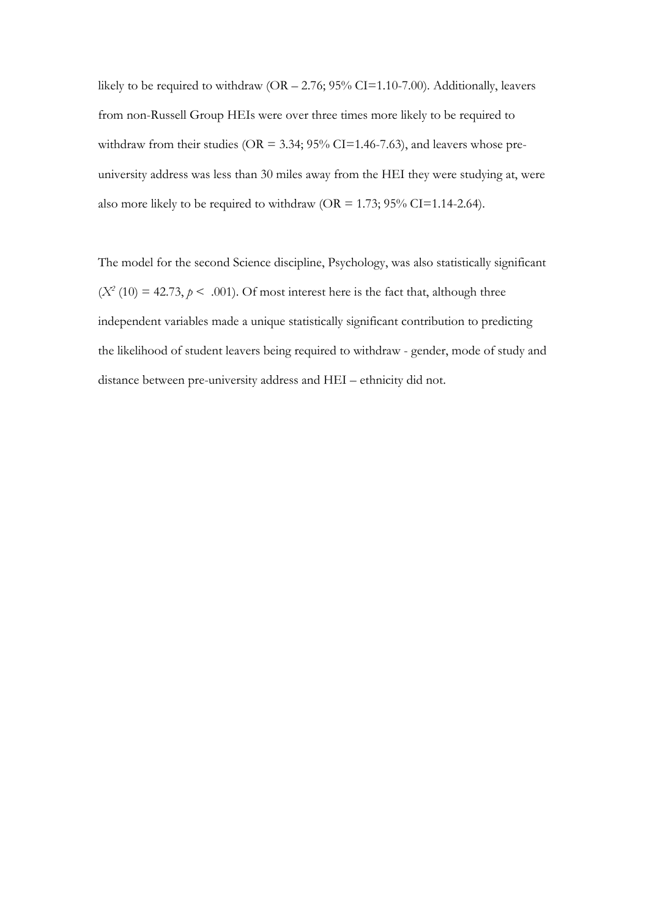likely to be required to withdraw (OR – 2.76; 95% CI=1.10-7.00). Additionally, leavers from non-Russell Group HEIs were over three times more likely to be required to withdraw from their studies (OR = 3.34; 95% CI=1.46-7.63), and leavers whose pre-university address was less than 30 miles away from the HEI they were studying at, were also more likely to be required to withdraw (OR = 1.73; 95% CI=1.14-2.64).

The model for the second Science discipline, Psychology, was also statistically significant ($X^2$ (10) = 42.73, $p <$ .001). Of most interest here is the fact that, although three independent variables made a unique statistically significant contribution to predicting the likelihood of student leavers being required to withdraw - gender, mode of study and distance between pre-university address and HEI – ethnicity did not.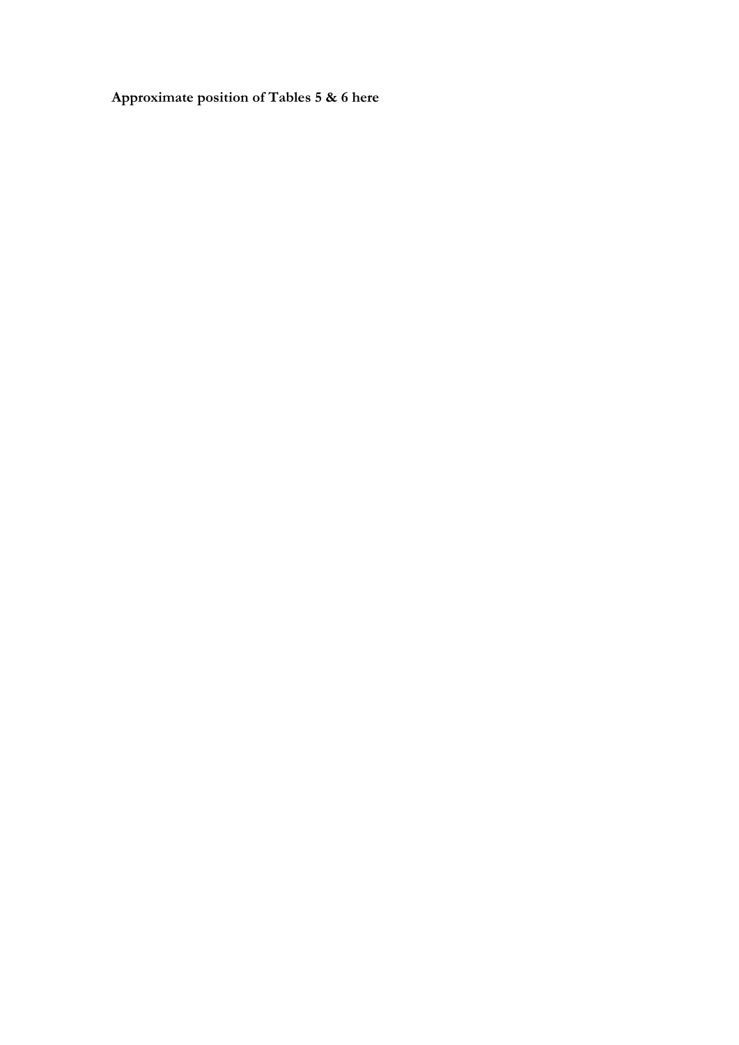**Approximate position of Tables 5 & 6 here**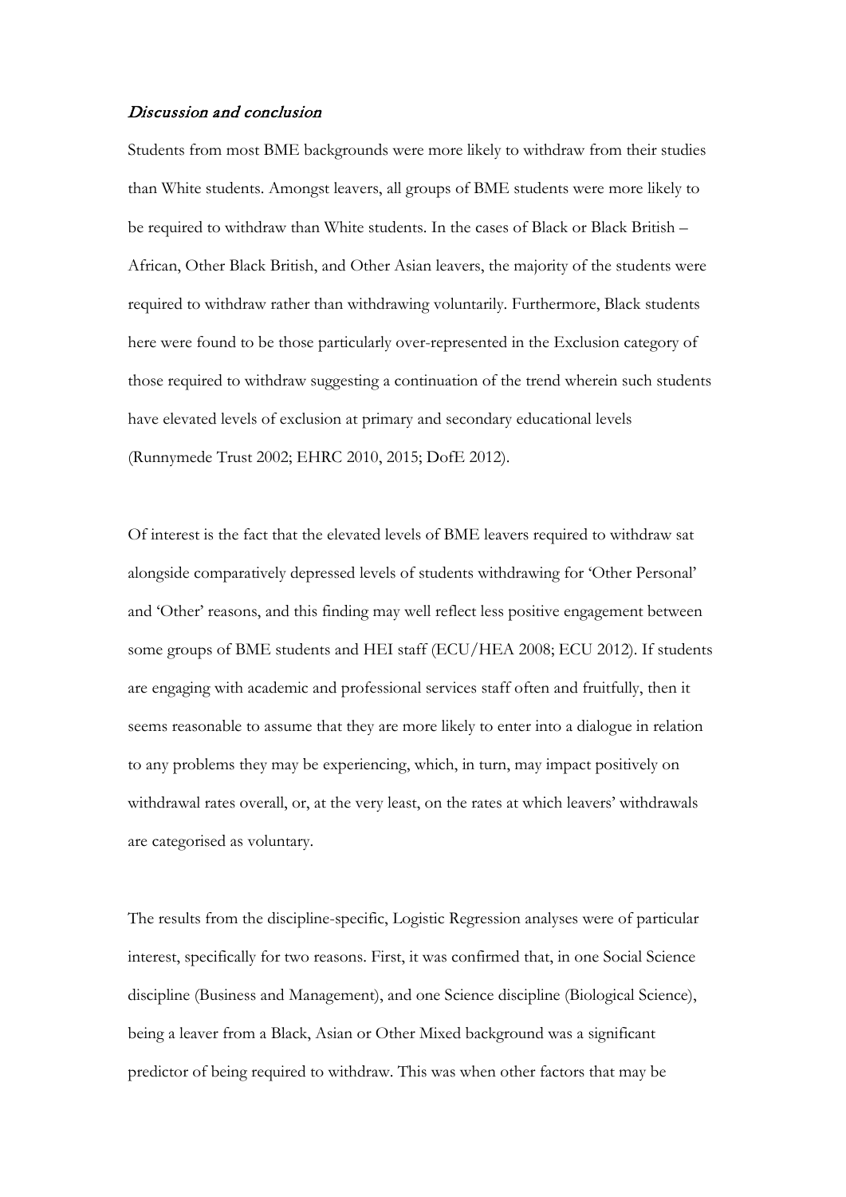## *Discussion and conclusion*

Students from most BME backgrounds were more likely to withdraw from their studies than White students. Amongst leavers, all groups of BME students were more likely to be required to withdraw than White students. In the cases of Black or Black British – African, Other Black British, and Other Asian leavers, the majority of the students were required to withdraw rather than withdrawing voluntarily. Furthermore, Black students here were found to be those particularly over-represented in the Exclusion category of those required to withdraw suggesting a continuation of the trend wherein such students have elevated levels of exclusion at primary and secondary educational levels (Runnymede Trust 2002; EHRC 2010, 2015; DofE 2012).

Of interest is the fact that the elevated levels of BME leavers required to withdraw sat alongside comparatively depressed levels of students withdrawing for 'Other Personal' and 'Other' reasons, and this finding may well reflect less positive engagement between some groups of BME students and HEI staff (ECU/HEA 2008; ECU 2012). If students are engaging with academic and professional services staff often and fruitfully, then it seems reasonable to assume that they are more likely to enter into a dialogue in relation to any problems they may be experiencing, which, in turn, may impact positively on withdrawal rates overall, or, at the very least, on the rates at which leavers' withdrawals are categorised as voluntary.

The results from the discipline-specific, Logistic Regression analyses were of particular interest, specifically for two reasons. First, it was confirmed that, in one Social Science discipline (Business and Management), and one Science discipline (Biological Science), being a leaver from a Black, Asian or Other Mixed background was a significant predictor of being required to withdraw. This was when other factors that may be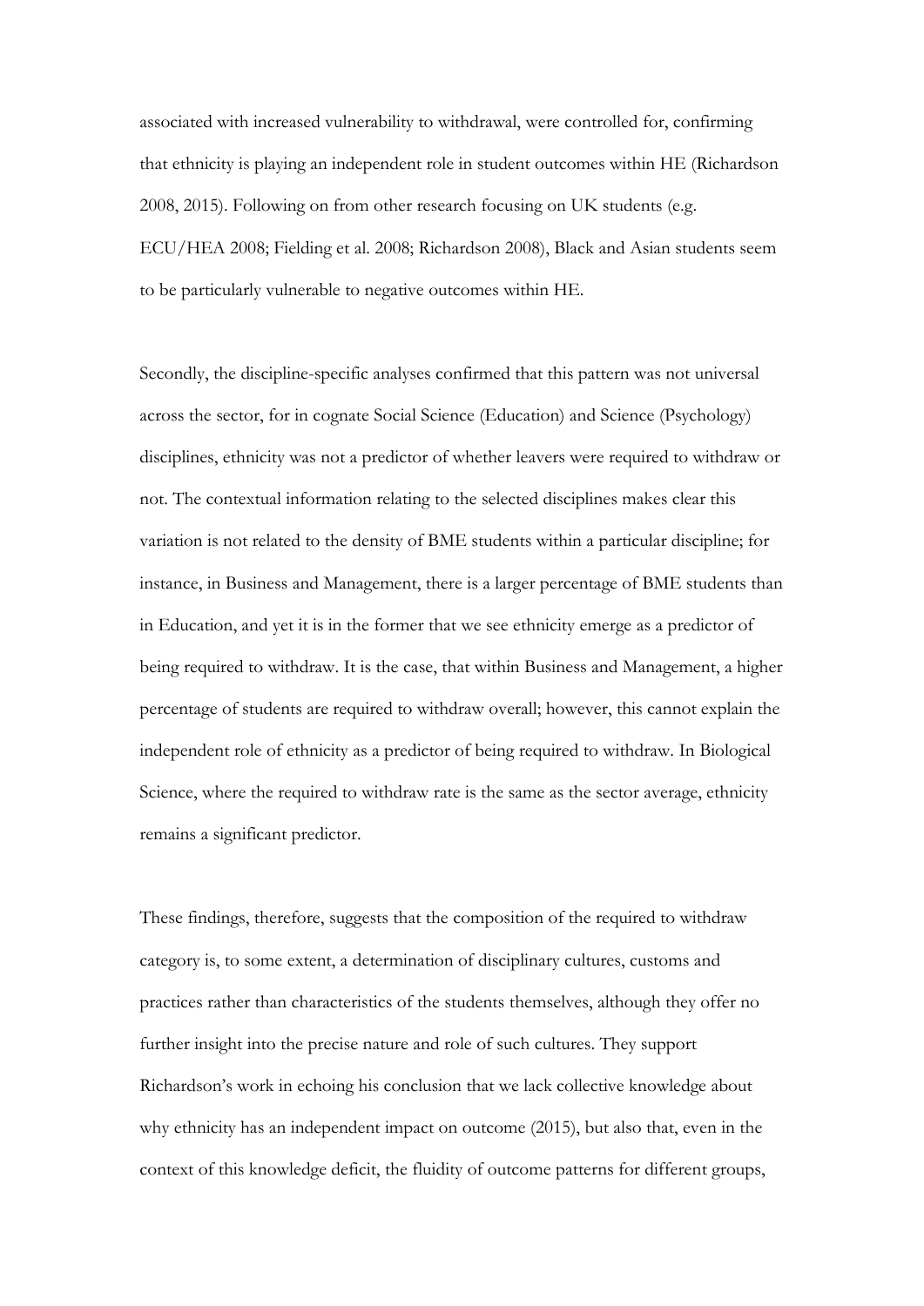associated with increased vulnerability to withdrawal, were controlled for, confirming that ethnicity is playing an independent role in student outcomes within HE (Richardson 2008, 2015). Following on from other research focusing on UK students (e.g. ECU/HEA 2008; Fielding et al. 2008; Richardson 2008), Black and Asian students seem to be particularly vulnerable to negative outcomes within HE.

Secondly, the discipline-specific analyses confirmed that this pattern was not universal across the sector, for in cognate Social Science (Education) and Science (Psychology) disciplines, ethnicity was not a predictor of whether leavers were required to withdraw or not. The contextual information relating to the selected disciplines makes clear this variation is not related to the density of BME students within a particular discipline; for instance, in Business and Management, there is a larger percentage of BME students than in Education, and yet it is in the former that we see ethnicity emerge as a predictor of being required to withdraw. It is the case, that within Business and Management, a higher percentage of students are required to withdraw overall; however, this cannot explain the independent role of ethnicity as a predictor of being required to withdraw. In Biological Science, where the required to withdraw rate is the same as the sector average, ethnicity remains a significant predictor.

These findings, therefore, suggests that the composition of the required to withdraw category is, to some extent, a determination of disciplinary cultures, customs and practices rather than characteristics of the students themselves, although they offer no further insight into the precise nature and role of such cultures. They support Richardson's work in echoing his conclusion that we lack collective knowledge about why ethnicity has an independent impact on outcome (2015), but also that, even in the context of this knowledge deficit, the fluidity of outcome patterns for different groups,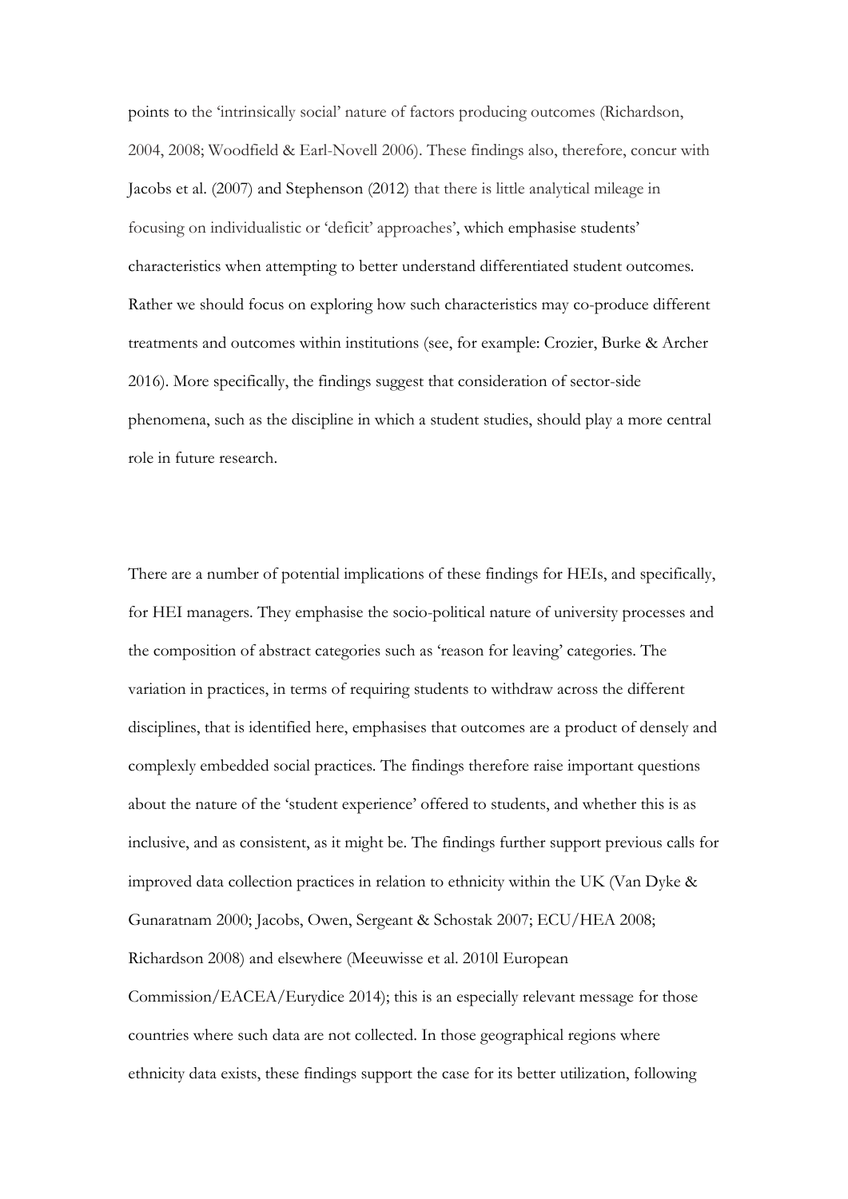points to the 'intrinsically social' nature of factors producing outcomes (Richardson, 2004, 2008; Woodfield & Earl-Novell 2006). These findings also, therefore, concur with Jacobs et al. (2007) and Stephenson (2012) that there is little analytical mileage in focusing on individualistic or 'deficit' approaches', which emphasise students' characteristics when attempting to better understand differentiated student outcomes. Rather we should focus on exploring how such characteristics may co-produce different treatments and outcomes within institutions (see, for example: Crozier, Burke & Archer 2016). More specifically, the findings suggest that consideration of sector-side phenomena, such as the discipline in which a student studies, should play a more central role in future research.

There are a number of potential implications of these findings for HEIs, and specifically, for HEI managers. They emphasise the socio-political nature of university processes and the composition of abstract categories such as 'reason for leaving' categories. The variation in practices, in terms of requiring students to withdraw across the different disciplines, that is identified here, emphasises that outcomes are a product of densely and complexly embedded social practices. The findings therefore raise important questions about the nature of the 'student experience' offered to students, and whether this is as inclusive, and as consistent, as it might be. The findings further support previous calls for improved data collection practices in relation to ethnicity within the UK (Van Dyke & Gunaratnam 2000; Jacobs, Owen, Sergeant & Schostak 2007; ECU/HEA 2008; Richardson 2008) and elsewhere (Meeuwisse et al. 2010l European Commission/EACEA/Eurydice 2014); this is an especially relevant message for those countries where such data are not collected. In those geographical regions where ethnicity data exists, these findings support the case for its better utilization, following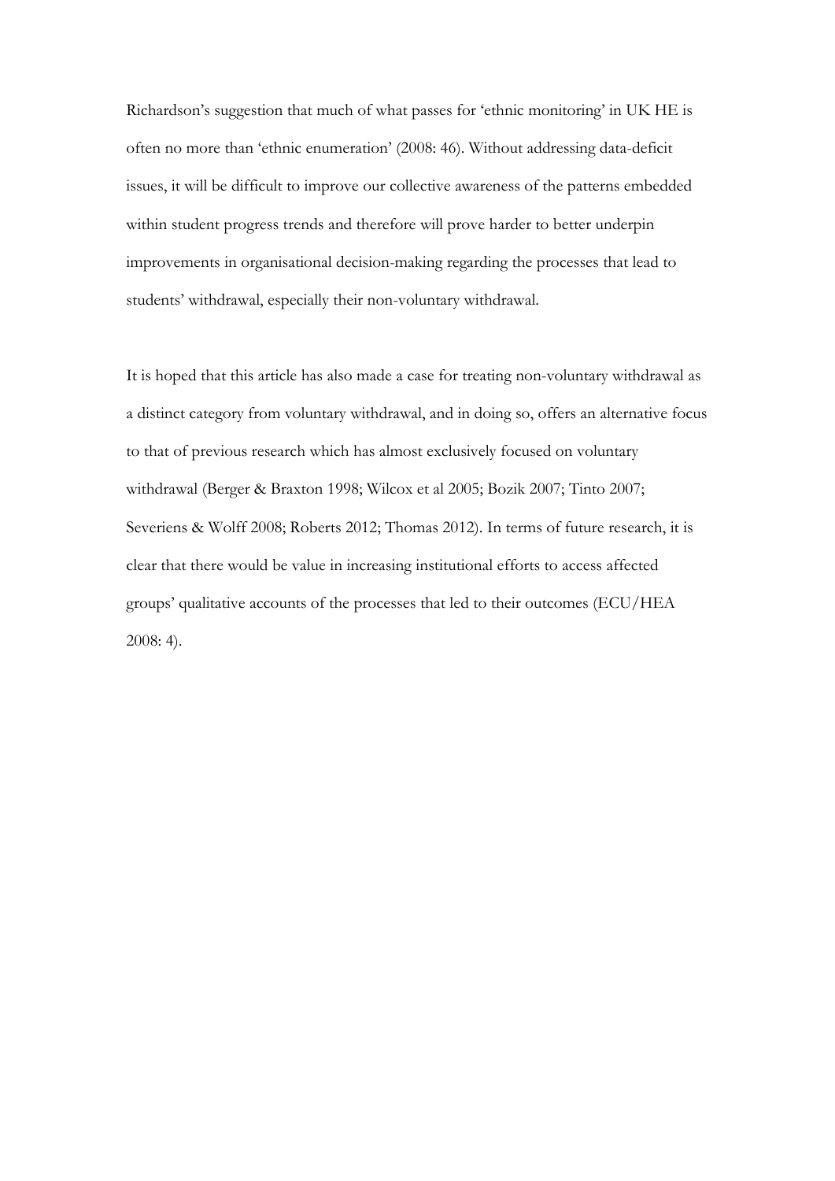Richardson's suggestion that much of what passes for 'ethnic monitoring' in UK HE is often no more than 'ethnic enumeration' (2008: 46). Without addressing data-deficit issues, it will be difficult to improve our collective awareness of the patterns embedded within student progress trends and therefore will prove harder to better underpin improvements in organisational decision-making regarding the processes that lead to students' withdrawal, especially their non-voluntary withdrawal.

It is hoped that this article has also made a case for treating non-voluntary withdrawal as a distinct category from voluntary withdrawal, and in doing so, offers an alternative focus to that of previous research which has almost exclusively focused on voluntary withdrawal (Berger & Braxton 1998; Wilcox et al 2005; Bozik 2007; Tinto 2007; Severiens & Wolff 2008; Roberts 2012; Thomas 2012). In terms of future research, it is clear that there would be value in increasing institutional efforts to access affected groups' qualitative accounts of the processes that led to their outcomes (ECU/HEA 2008: 4).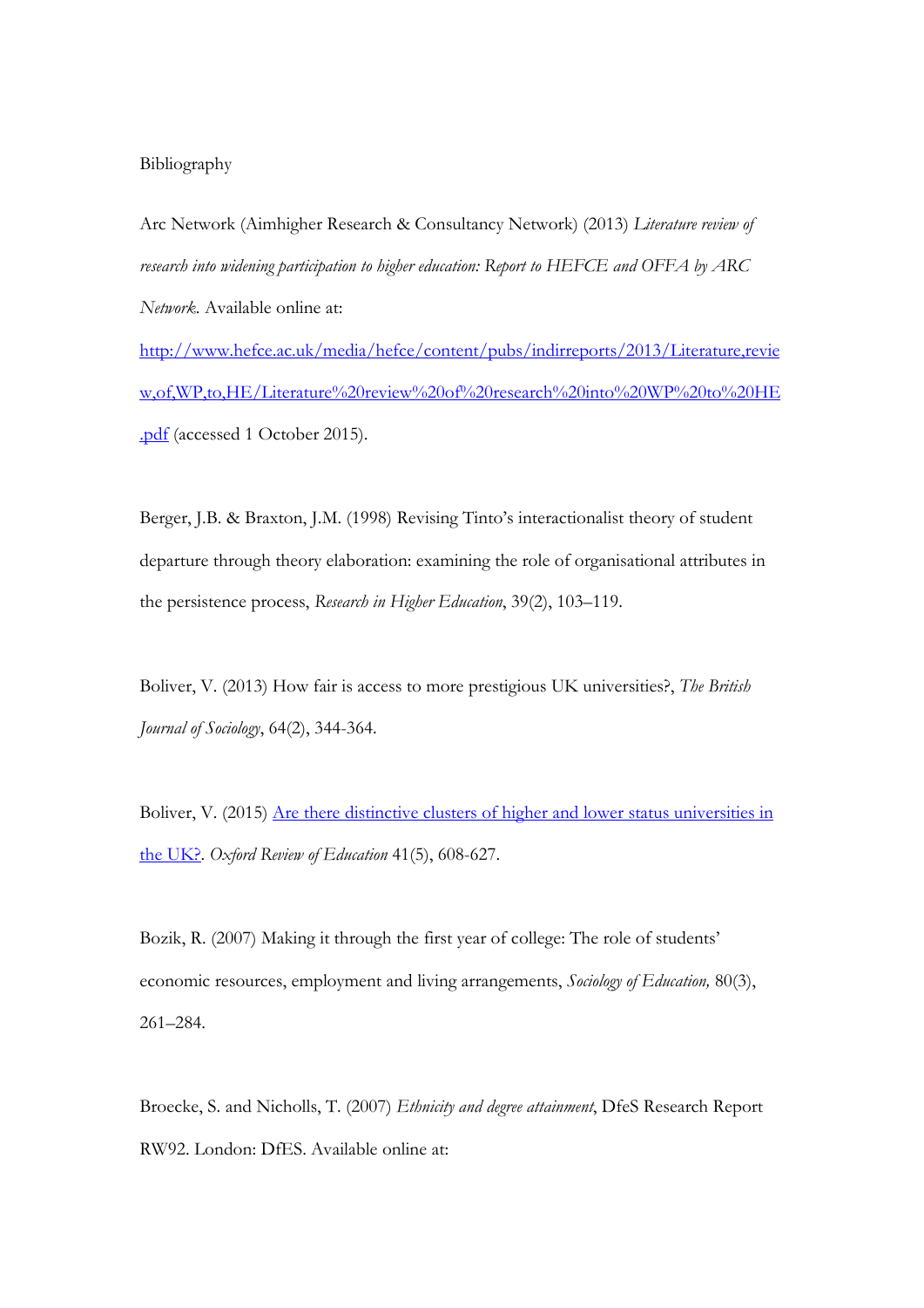Bibliography

Arc Network (Aimhigher Research & Consultancy Network) (2013) *Literature review of research into widening participation to higher education: Report to HEFCE and OFFA by ARC Network*. Available online at: [http://www.hefce.ac.uk/media/hefce/content/pubs/indirreports/2013/Literature,review,of,WP,to,HE/Literature%20review%20of%20research%20into%20WP%20to%20HE.pdf](http://www.hefce.ac.uk/media/hefce/content/pubs/indirreports/2013/Literature,review,of,WP,to,HE/Literature%20review%20of%20research%20into%20WP%20to%20HE.pdf) (accessed 1 October 2015).

Berger, J.B. & Braxton, J.M. (1998) Revising Tinto's interactionalist theory of student departure through theory elaboration: examining the role of organisational attributes in the persistence process, *Research in Higher Education*, 39(2), 103–119.

Boliver, V. (2013) How fair is access to more prestigious UK universities?, *The British Journal of Sociology*, 64(2), 344-364.

Boliver, V. (2015) Are there distinctive clusters of higher and lower status universities in the UK?. *Oxford Review of Education* 41(5), 608-627.

Bozik, R. (2007) Making it through the first year of college: The role of students' economic resources, employment and living arrangements, *Sociology of Education,* 80(3), 261–284.

Broecke, S. and Nicholls, T. (2007) *Ethnicity and degree attainment*, DfeS Research Report RW92. London: DfES. Available online at: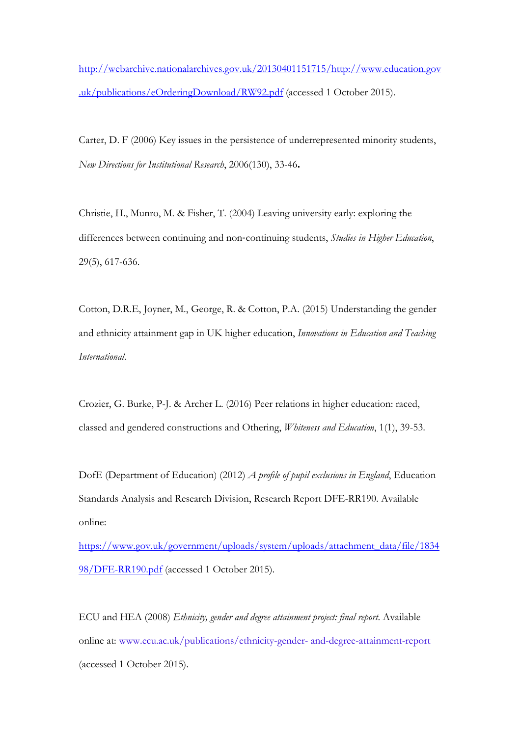http://webarchive.nationalarchives.gov.uk/20130401151715/http://www.education.gov.uk/publications/eOrderingDownload/RW92.pdf (accessed 1 October 2015).

Carter, D. F (2006) Key issues in the persistence of underrepresented minority students, *New Directions for Institutional Research*, 2006(130), 33-46.

Christie, H., Munro, M. & Fisher, T. (2004) Leaving university early: exploring the differences between continuing and non-continuing students, *Studies in Higher Education*, 29(5), 617-636.

Cotton, D.R.E, Joyner, M., George, R. & Cotton, P.A. (2015) Understanding the gender and ethnicity attainment gap in UK higher education, *Innovations in Education and Teaching International*.

Crozier, G. Burke, P-J. & Archer L. (2016) Peer relations in higher education: raced, classed and gendered constructions and Othering, *Whiteness and Education*, 1(1), 39-53.

DofE (Department of Education) (2012) *A profile of pupil exclusions in England*, Education Standards Analysis and Research Division, Research Report DFE-RR190. Available online: https://www.gov.uk/government/uploads/system/uploads/attachment_data/file/183498/DFE-RR190.pdf (accessed 1 October 2015).

ECU and HEA (2008) *Ethnicity, gender and degree attainment project: final report*. Available online at: www.ecu.ac.uk/publications/ethnicity-gender- and-degree-attainment-report (accessed 1 October 2015).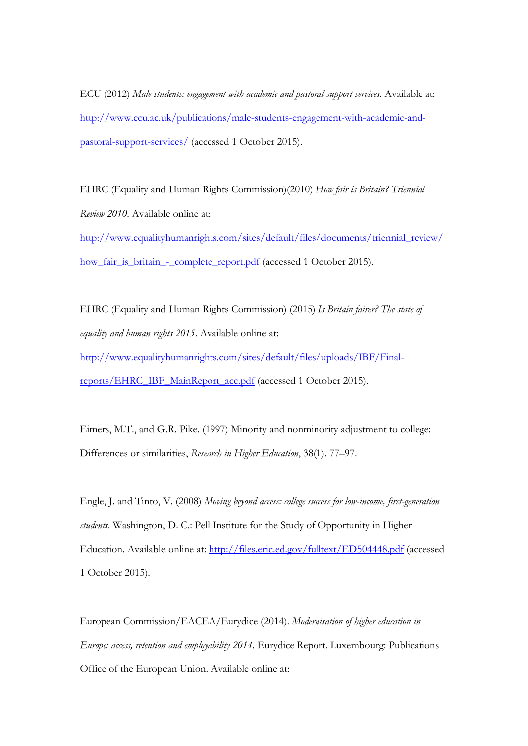ECU (2012) *Male students: engagement with academic and pastoral support services*. Available at: http://www.ecu.ac.uk/publications/male-students-engagement-with-academic-and-pastoral-support-services/ (accessed 1 October 2015).

EHRC (Equality and Human Rights Commission)(2010) *How fair is Britain? Triennial Review 2010*. Available online at: http://www.equalityhumanrights.com/sites/default/files/documents/triennial_review/how_fair_is_britain_-_complete_report.pdf (accessed 1 October 2015).

EHRC (Equality and Human Rights Commission) (2015) *Is Britain fairer? The state of equality and human rights 2015*. Available online at: http://www.equalityhumanrights.com/sites/default/files/uploads/IBF/Final-reports/EHRC_IBF_MainReport_acc.pdf (accessed 1 October 2015).

Eimers, M.T., and G.R. Pike. (1997) Minority and nonminority adjustment to college: Differences or similarities, *Research in Higher Education*, 38(1). 77–97.

Engle, J. and Tinto, V. (2008) *Moving beyond access: college success for low-income, first-generation students*. Washington, D. C.: Pell Institute for the Study of Opportunity in Higher Education. Available online at: http://files.eric.ed.gov/fulltext/ED504448.pdf (accessed 1 October 2015).

European Commission/EACEA/Eurydice (2014). *Modernisation of higher education in Europe: access, retention and employability 2014*. Eurydice Report. Luxembourg: Publications Office of the European Union. Available online at: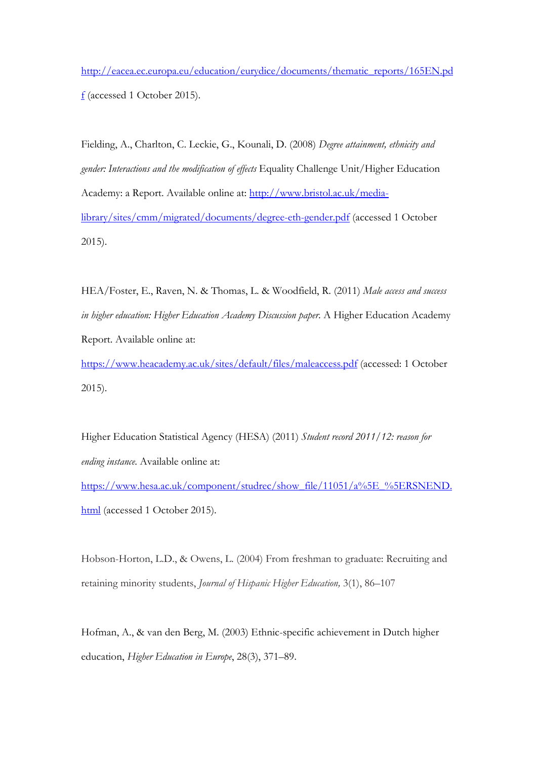http://eacea.ec.europa.eu/education/eurydice/documents/thematic_reports/165EN.pdf (accessed 1 October 2015).

Fielding, A., Charlton, C. Leckie, G., Kounali, D. (2008) *Degree attainment, ethnicity and gender: Interactions and the modification of effects* Equality Challenge Unit/Higher Education Academy: a Report. Available online at: http://www.bristol.ac.uk/media-library/sites/cmm/migrated/documents/degree-eth-gender.pdf (accessed 1 October 2015).

HEA/Foster, E., Raven, N. & Thomas, L. & Woodfield, R. (2011) *Male access and success in higher education: Higher Education Academy Discussion paper.* A Higher Education Academy Report. Available online at: https://www.heacademy.ac.uk/sites/default/files/maleaccess.pdf (accessed: 1 October 2015).

Higher Education Statistical Agency (HESA) (2011) *Student record 2011/12: reason for ending instance.* Available online at: https://www.hesa.ac.uk/component/studrec/show_file/11051/a%5E_%5ERSNEND.html (accessed 1 October 2015).

Hobson-Horton, L.D., & Owens, L. (2004) From freshman to graduate: Recruiting and retaining minority students, *Journal of Hispanic Higher Education,* 3(1), 86–107

Hofman, A., & van den Berg, M. (2003) Ethnic-specific achievement in Dutch higher education, *Higher Education in Europe*, 28(3), 371–89.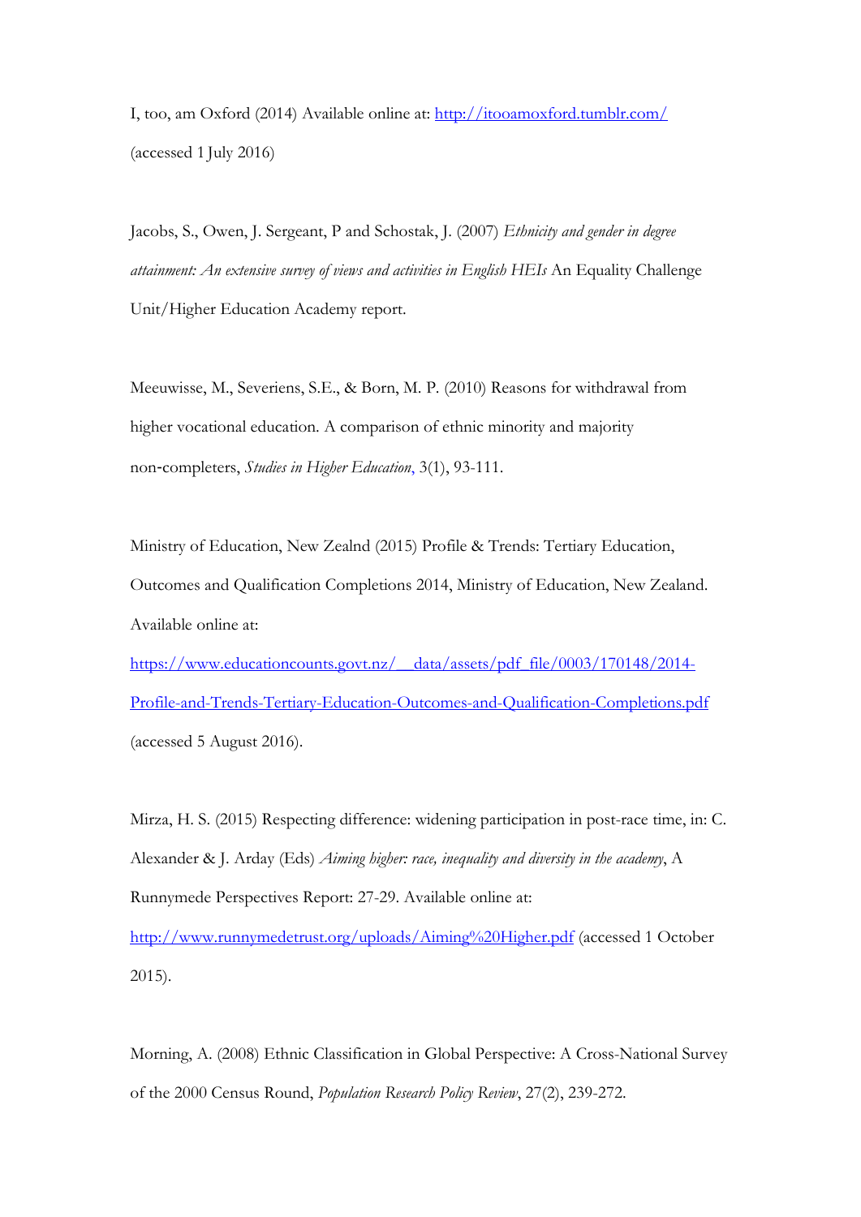I, too, am Oxford (2014) Available online at: http://itooamoxford.tumblr.com/ (accessed 1 July 2016)

Jacobs, S., Owen, J. Sergeant, P and Schostak, J. (2007) *Ethnicity and gender in degree attainment: An extensive survey of views and activities in English HEIs* An Equality Challenge Unit/Higher Education Academy report.

Meeuwisse, M., Severiens, S.E., & Born, M. P. (2010) Reasons for withdrawal from higher vocational education. A comparison of ethnic minority and majority non-completers, *Studies in Higher Education*, 3(1), 93-111.

Ministry of Education, New Zealnd (2015) Profile & Trends: Tertiary Education, Outcomes and Qualification Completions 2014, Ministry of Education, New Zealand. Available online at: https://www.educationcounts.govt.nz/__data/assets/pdf_file/0003/170148/2014-Profile-and-Trends-Tertiary-Education-Outcomes-and-Qualification-Completions.pdf (accessed 5 August 2016).

Mirza, H. S. (2015) Respecting difference: widening participation in post-race time, in: C. Alexander & J. Arday (Eds) *Aiming higher: race, inequality and diversity in the academy*, A Runnymede Perspectives Report: 27-29. Available online at: http://www.runnymedetrust.org/uploads/Aiming%20Higher.pdf (accessed 1 October 2015).

Morning, A. (2008) Ethnic Classification in Global Perspective: A Cross-National Survey of the 2000 Census Round, *Population Research Policy Review*, 27(2), 239-272.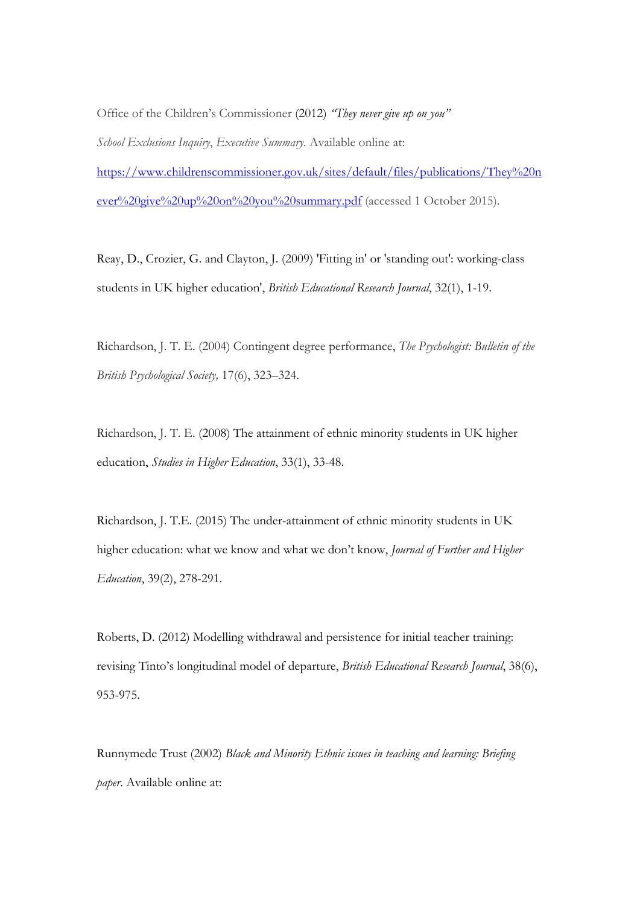Office of the Children's Commissioner (2012) *"They never give up on you" School Exclusions Inquiry*, *Executive Summary*. Available online at: [https://www.childrenscommissioner.gov.uk/sites/default/files/publications/They%20never%20give%20up%20on%20you%20summary.pdf](https://www.childrenscommissioner.gov.uk/sites/default/files/publications/They%20never%20give%20up%20on%20you%20summary.pdf) (accessed 1 October 2015).

Reay, D., Crozier, G. and Clayton, J. (2009) 'Fitting in' or 'standing out': working-class students in UK higher education', *British Educational Research Journal*, 32(1), 1-19.

Richardson, J. T. E. (2004) Contingent degree performance, *The Psychologist: Bulletin of the British Psychological Society,* 17(6), 323–324.

Richardson, J. T. E. (2008) The attainment of ethnic minority students in UK higher education, *Studies in Higher Education*, 33(1), 33-48.

Richardson, J. T.E. (2015) The under-attainment of ethnic minority students in UK higher education: what we know and what we don't know, *Journal of Further and Higher Education*, 39(2), 278-291.

Roberts, D. (2012) Modelling withdrawal and persistence for initial teacher training: revising Tinto's longitudinal model of departure, *British Educational Research Journal*, 38(6), 953-975.

Runnymede Trust (2002) *Black and Minority Ethnic issues in teaching and learning: Briefing paper*. Available online at: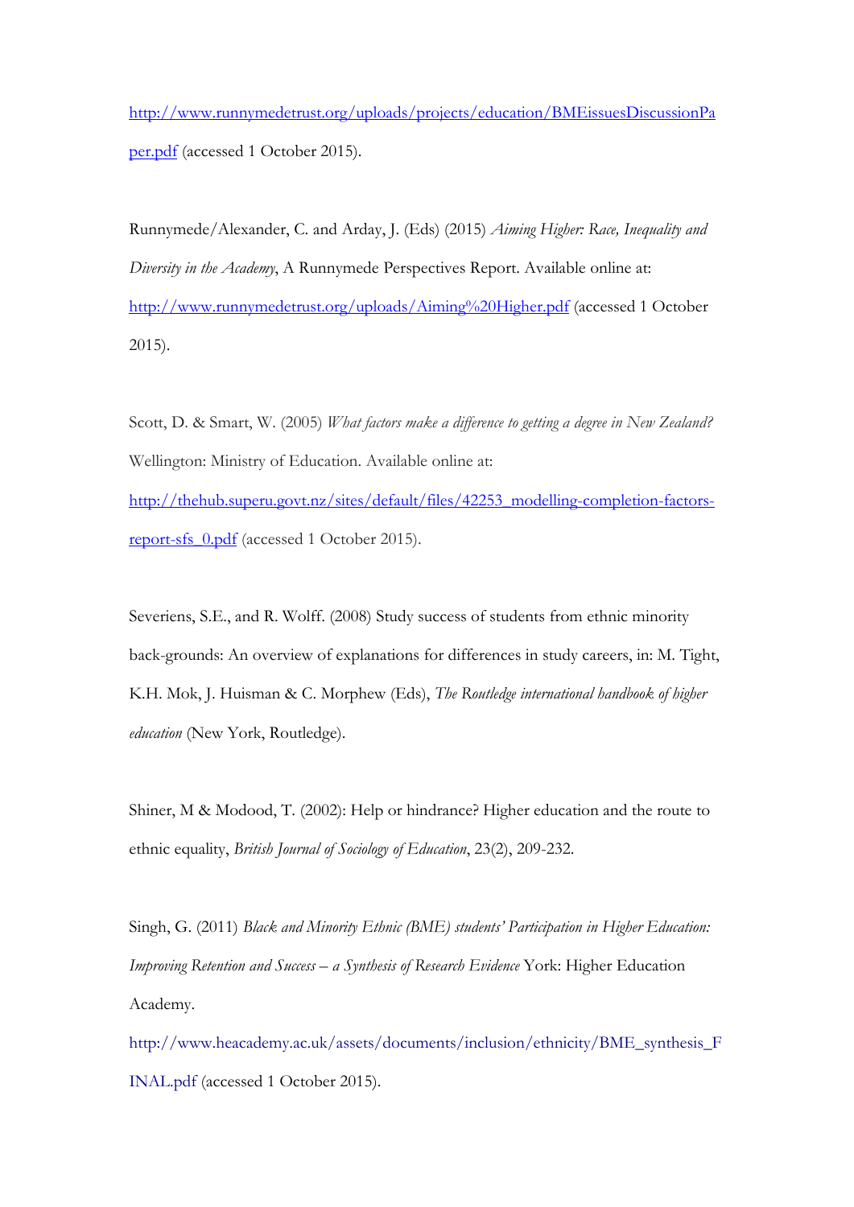http://www.runnymedetrust.org/uploads/projects/education/BMEissuesDiscussionPaper.pdf (accessed 1 October 2015).

Runnymede/Alexander, C. and Arday, J. (Eds) (2015) *Aiming Higher: Race, Inequality and Diversity in the Academy*, A Runnymede Perspectives Report. Available online at: http://www.runnymedetrust.org/uploads/Aiming%20Higher.pdf (accessed 1 October 2015).

Scott, D. & Smart, W. (2005) *What factors make a difference to getting a degree in New Zealand?* Wellington: Ministry of Education. Available online at: http://thehub.superu.govt.nz/sites/default/files/42253_modelling-completion-factors-report-sfs_0.pdf (accessed 1 October 2015).

Severiens, S.E., and R. Wolff. (2008) Study success of students from ethnic minority back-grounds: An overview of explanations for differences in study careers, in: M. Tight, K.H. Mok, J. Huisman & C. Morphew (Eds), *The Routledge international handbook of higher education* (New York, Routledge).

Shiner, M & Modood, T. (2002): Help or hindrance? Higher education and the route to ethnic equality, *British Journal of Sociology of Education*, 23(2), 209-232.

Singh, G. (2011) *Black and Minority Ethnic (BME) students' Participation in Higher Education: Improving Retention and Success – a Synthesis of Research Evidence* York: Higher Education Academy. http://www.heacademy.ac.uk/assets/documents/inclusion/ethnicity/BME_synthesis_FINAL.pdf (accessed 1 October 2015).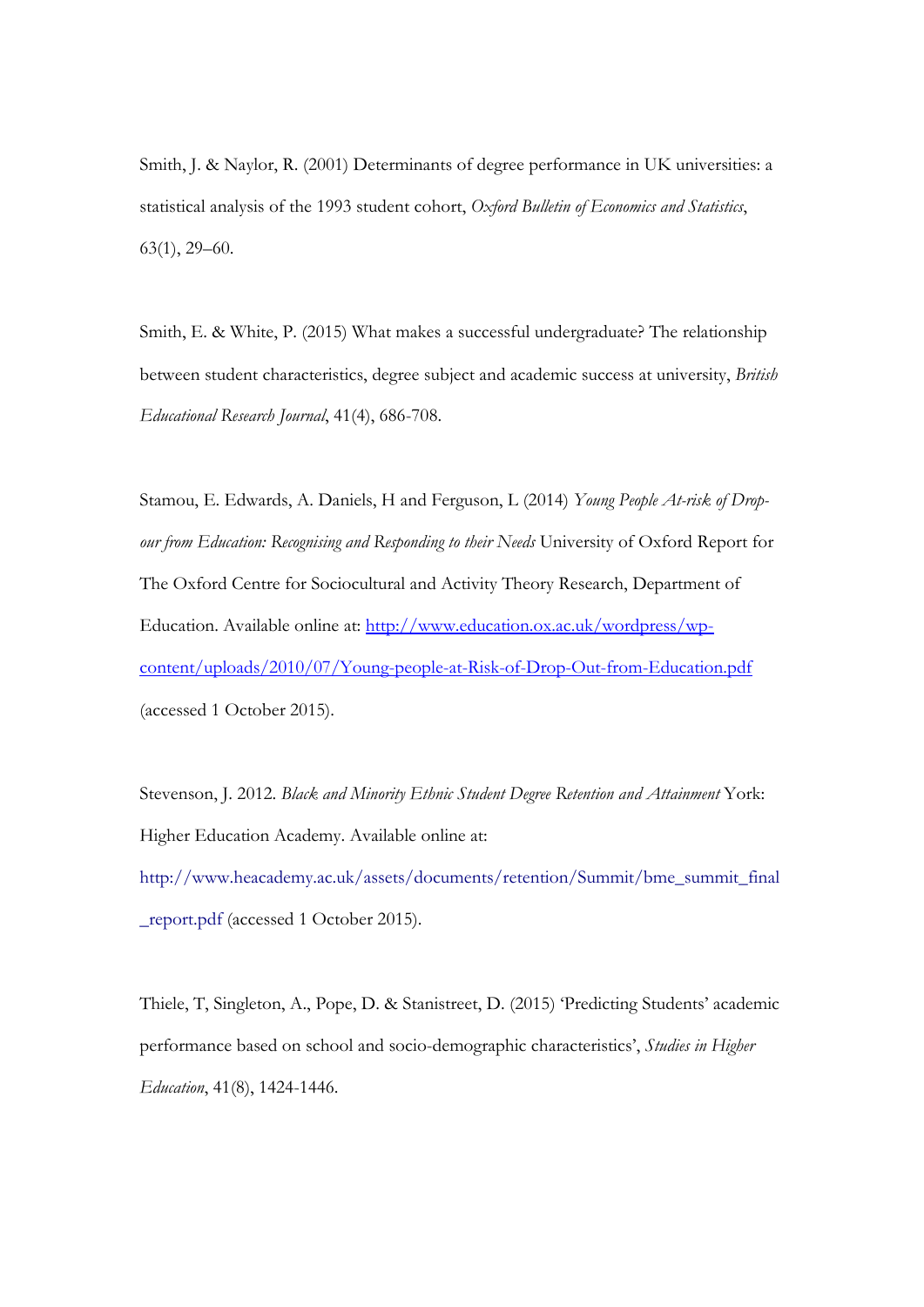Smith, J. & Naylor, R. (2001) Determinants of degree performance in UK universities: a statistical analysis of the 1993 student cohort, *Oxford Bulletin of Economics and Statistics*, 63(1), 29–60.

Smith, E. & White, P. (2015) What makes a successful undergraduate? The relationship between student characteristics, degree subject and academic success at university, *British Educational Research Journal*, 41(4), 686-708.

Stamou, E. Edwards, A. Daniels, H and Ferguson, L (2014) *Young People At-risk of Drop-out from Education: Recognising and Responding to their Needs* University of Oxford Report for The Oxford Centre for Sociocultural and Activity Theory Research, Department of Education. Available online at: [http://www.education.ox.ac.uk/wordpress/wp-content/uploads/2010/07/Young-people-at-Risk-of-Drop-Out-from-Education.pdf](http://www.education.ox.ac.uk/wordpress/wp-content/uploads/2010/07/Young-people-at-Risk-of-Drop-Out-from-Education.pdf) (accessed 1 October 2015).

Stevenson, J. 2012. *Black and Minority Ethnic Student Degree Retention and Attainment* York: Higher Education Academy. Available online at: http://www.heacademy.ac.uk/assets/documents/retention/Summit/bme_summit_final_report.pdf (accessed 1 October 2015).

Thiele, T, Singleton, A., Pope, D. & Stanistreet, D. (2015) 'Predicting Students' academic performance based on school and socio-demographic characteristics', *Studies in Higher Education*, 41(8), 1424-1446.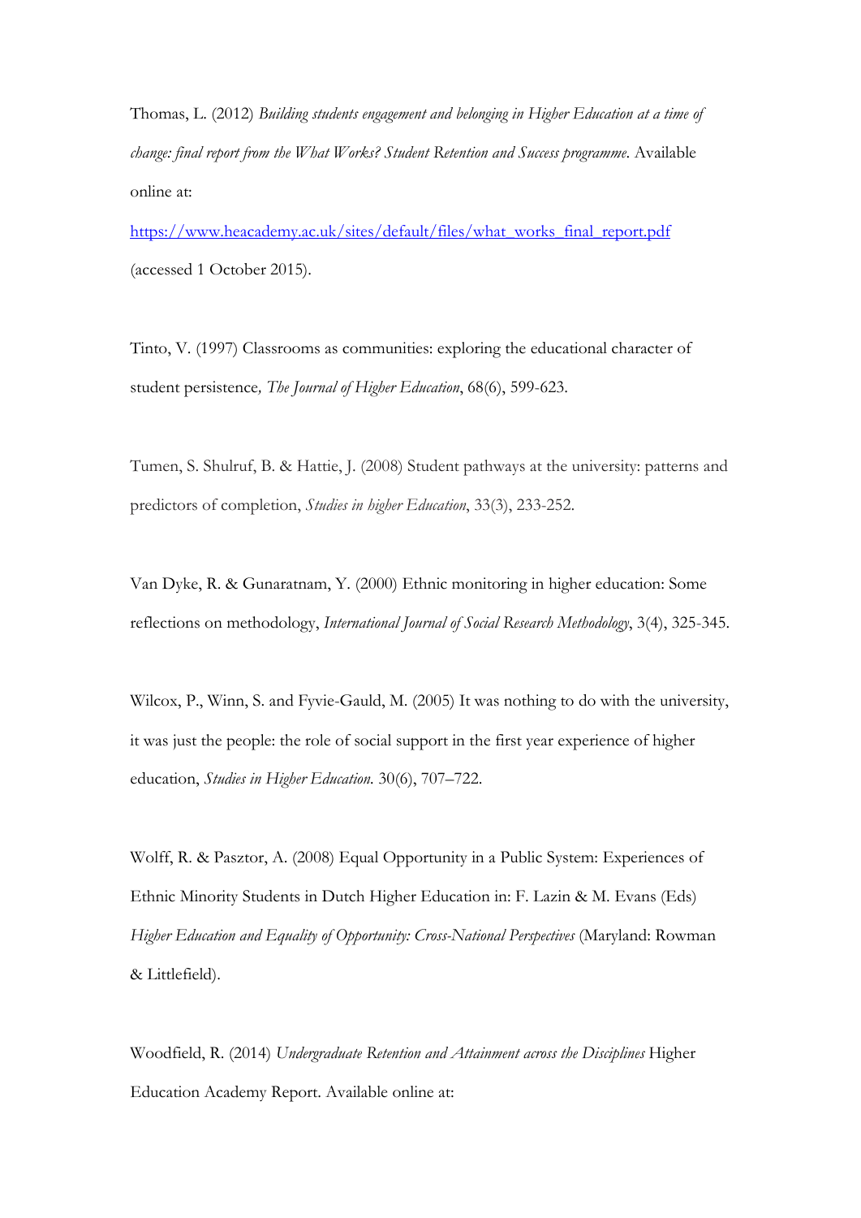Thomas, L. (2012) *Building students engagement and belonging in Higher Education at a time of change: final report from the What Works? Student Retention and Success programme.* Available online at:

https://www.heacademy.ac.uk/sites/default/files/what_works_final_report.pdf (accessed 1 October 2015).

Tinto, V. (1997) Classrooms as communities: exploring the educational character of student persistence*, The Journal of Higher Education*, 68(6), 599-623.

Tumen, S. Shulruf, B. & Hattie, J. (2008) Student pathways at the university: patterns and predictors of completion, *Studies in higher Education*, 33(3), 233-252.

Van Dyke, R. & Gunaratnam, Y. (2000) Ethnic monitoring in higher education: Some reflections on methodology, *International Journal of Social Research Methodology*, 3(4), 325-345.

Wilcox, P., Winn, S. and Fyvie-Gauld, M. (2005) It was nothing to do with the university, it was just the people: the role of social support in the first year experience of higher education, *Studies in Higher Education.* 30(6), 707–722.

Wolff, R. & Pasztor, A. (2008) Equal Opportunity in a Public System: Experiences of Ethnic Minority Students in Dutch Higher Education in: F. Lazin & M. Evans (Eds) *Higher Education and Equality of Opportunity: Cross-National Perspectives* (Maryland: Rowman & Littlefield).

Woodfield, R. (2014) *Undergraduate Retention and Attainment across the Disciplines* Higher Education Academy Report. Available online at: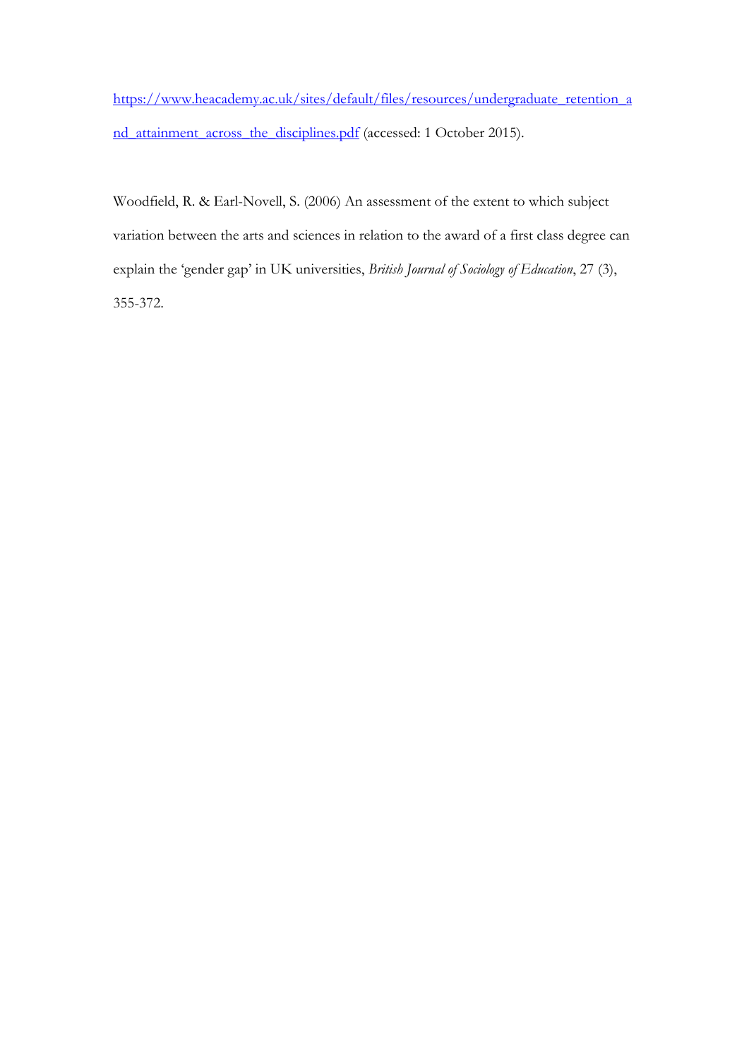[https://www.heacademy.ac.uk/sites/default/files/resources/undergraduate_retention_and_attainment_across_the_disciplines.pdf](https://www.heacademy.ac.uk/sites/default/files/resources/undergraduate_retention_and_attainment_across_the_disciplines.pdf) (accessed: 1 October 2015).

Woodfield, R. & Earl-Novell, S. (2006) An assessment of the extent to which subject variation between the arts and sciences in relation to the award of a first class degree can explain the 'gender gap' in UK universities, *British Journal of Sociology of Education*, 27 (3), 355-372.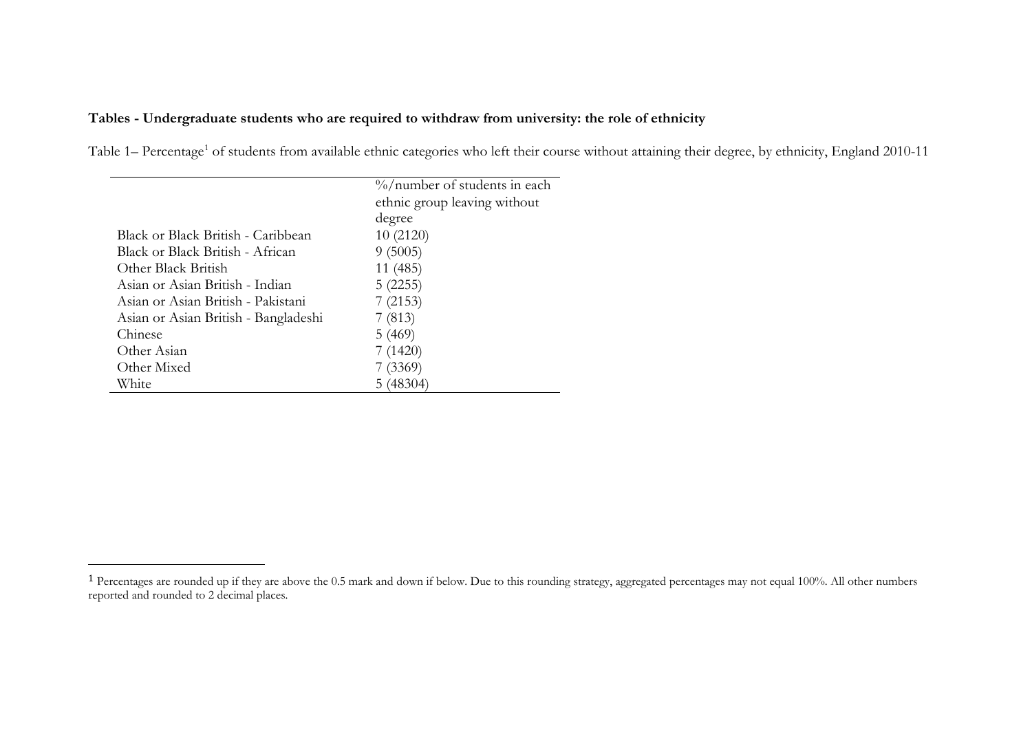**Tables - Undergraduate students who are required to withdraw from university: the role of ethnicity**

Table 1– Percentage[1] of students from available ethnic categories who left their course without attaining their degree, by ethnicity, England 2010-11

| | %/number of students in each ethnic group leaving without degree |
|---|---|
| Black or Black British - Caribbean | 10 (2120) |
| Black or Black British - African | 9 (5005) |
| Other Black British | 11 (485) |
| Asian or Asian British - Indian | 5 (2255) |
| Asian or Asian British - Pakistani | 7 (2153) |
| Asian or Asian British - Bangladeshi | 7 (813) |
| Chinese | 5 (469) |
| Other Asian | 7 (1420) |
| Other Mixed | 7 (3369) |
| White | 5 (48304) |

[1] Percentages are rounded up if they are above the 0.5 mark and down if below. Due to this rounding strategy, aggregated percentages may not equal 100%. All other numbers reported and rounded to 2 decimal places.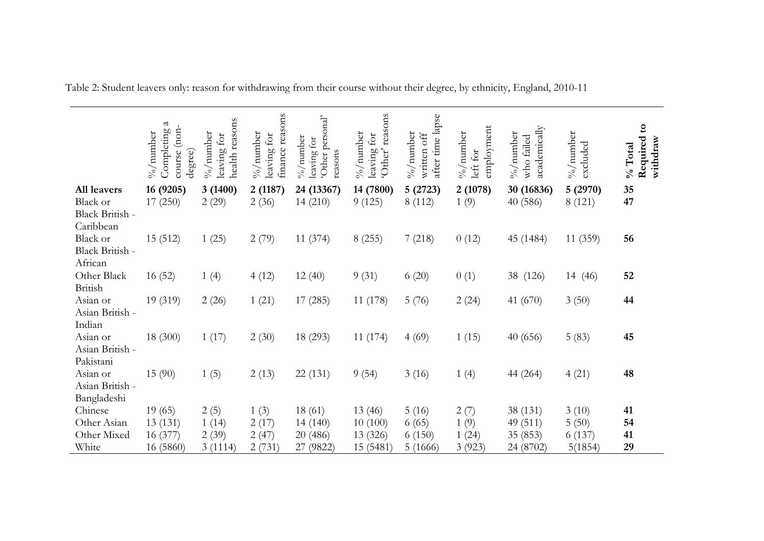Table 2: Student leavers only: reason for withdrawing from their course without their degree, by ethnicity, England, 2010-11

| | %/number Completing a course (non-degree) | %/number leaving for health reasons | %/number leaving for finance reasons | %/number leaving for 'Other personal' reasons | %/number leaving for 'Other' reasons | %/number written off after time lapse | %/number left for employment | %/number who failed academically | %/number excluded | **% Total Required to withdraw** |
|---|---|---|---|---|---|---|---|---|---|---|
| **All leavers** | **16 (9205)** | **3 (1400)** | **2 (1187)** | **24 (13367)** | **14 (7800)** | **5 (2723)** | **2 (1078)** | **30 (16836)** | **5 (2970)** | **35** |
| Black or Black British - Caribbean | 17 (250) | 2 (29) | 2 (36) | 14 (210) | 9 (125) | 8 (112) | 1 (9) | 40 (586) | 8 (121) | **47** |
| Black or Black British - African | 15 (512) | 1 (25) | 2 (79) | 11 (374) | 8 (255) | 7 (218) | 0 (12) | 45 (1484) | 11 (359) | **56** |
| Other Black British | 16 (52) | 1 (4) | 4 (12) | 12 (40) | 9 (31) | 6 (20) | 0 (1) | 38 (126) | 14 (46) | **52** |
| Asian or Asian British - Indian | 19 (319) | 2 (26) | 1 (21) | 17 (285) | 11 (178) | 5 (76) | 2 (24) | 41 (670) | 3 (50) | **44** |
| Asian or Asian British - Pakistani | 18 (300) | 1 (17) | 2 (30) | 18 (293) | 11 (174) | 4 (69) | 1 (15) | 40 (656) | 5 (83) | **45** |
| Asian or Asian British - Bangladeshi | 15 (90) | 1 (5) | 2 (13) | 22 (131) | 9 (54) | 3 (16) | 1 (4) | 44 (264) | 4 (21) | **48** |
| Chinese | 19 (65) | 2 (5) | 1 (3) | 18 (61) | 13 (46) | 5 (16) | 2 (7) | 38 (131) | 3 (10) | **41** |
| Other Asian | 13 (131) | 1 (14) | 2 (17) | 14 (140) | 10 (100) | 6 (65) | 1 (9) | 49 (511) | 5 (50) | **54** |
| Other Mixed | 16 (377) | 2 (39) | 2 (47) | 20 (486) | 13 (326) | 6 (150) | 1 (24) | 35 (853) | 6 (137) | **41** |
| White | 16 (5860) | 3 (1114) | 2 (731) | 27 (9822) | 15 (5481) | 5 (1666) | 3 (923) | 24 (8702) | 5(1854) | **29** |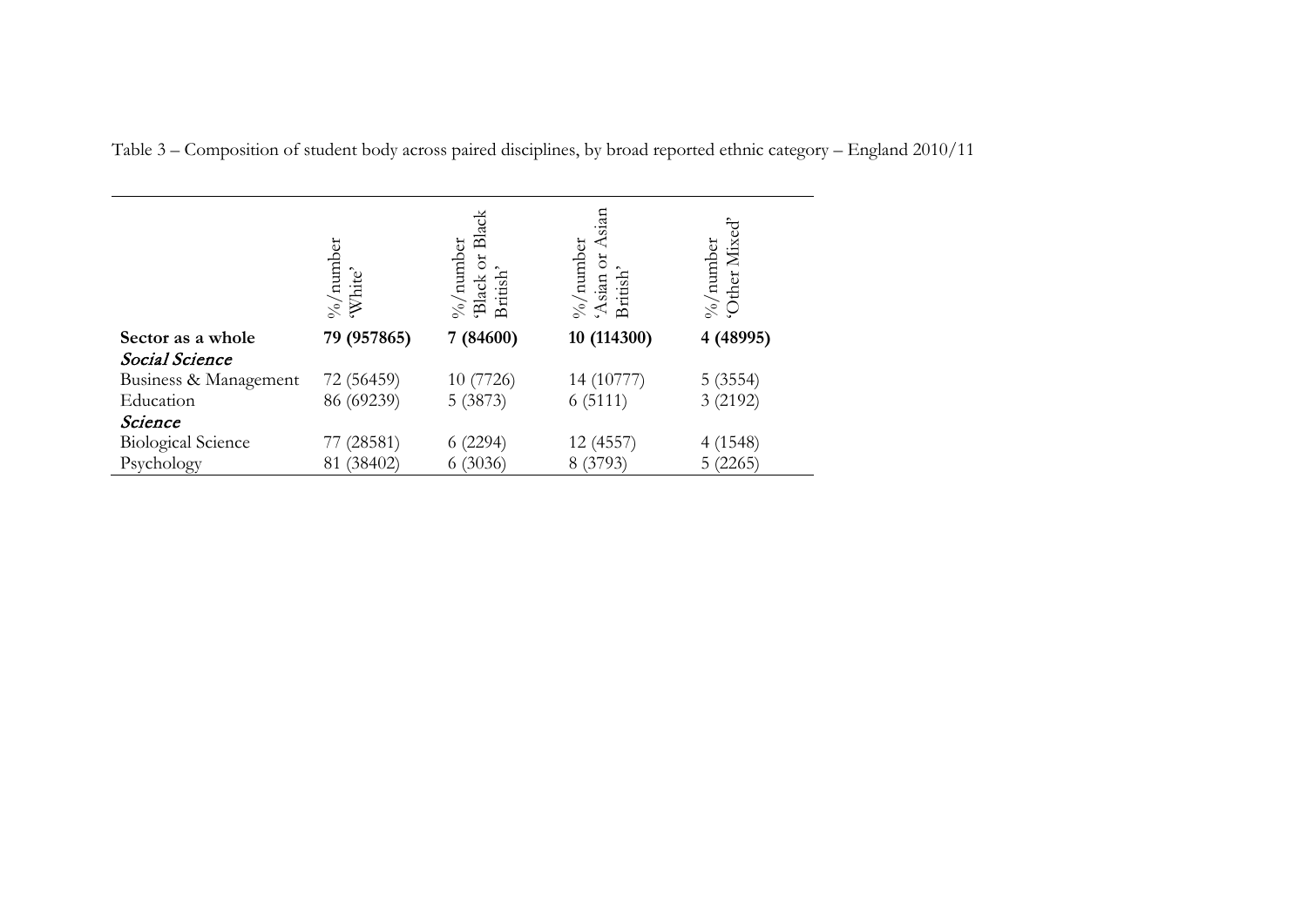Table 3 – Composition of student body across paired disciplines, by broad reported ethnic category – England 2010/11

| | %/number 'White' | %/number 'Black or Black British' | %/number 'Asian or Asian British' | %/number 'Other Mixed' |
|---|---|---|---|---|
| **Sector as a whole** | **79 (957865)** | **7 (84600)** | **10 (114300)** | **4 (48995)** |
| ***Social Science*** | | | | |
| Business & Management | 72 (56459) | 10 (7726) | 14 (10777) | 5 (3554) |
| Education | 86 (69239) | 5 (3873) | 6 (5111) | 3 (2192) |
| ***Science*** | | | | |
| Biological Science | 77 (28581) | 6 (2294) | 12 (4557) | 4 (1548) |
| Psychology | 81 (38402) | 6 (3036) | 8 (3793) | 5 (2265) |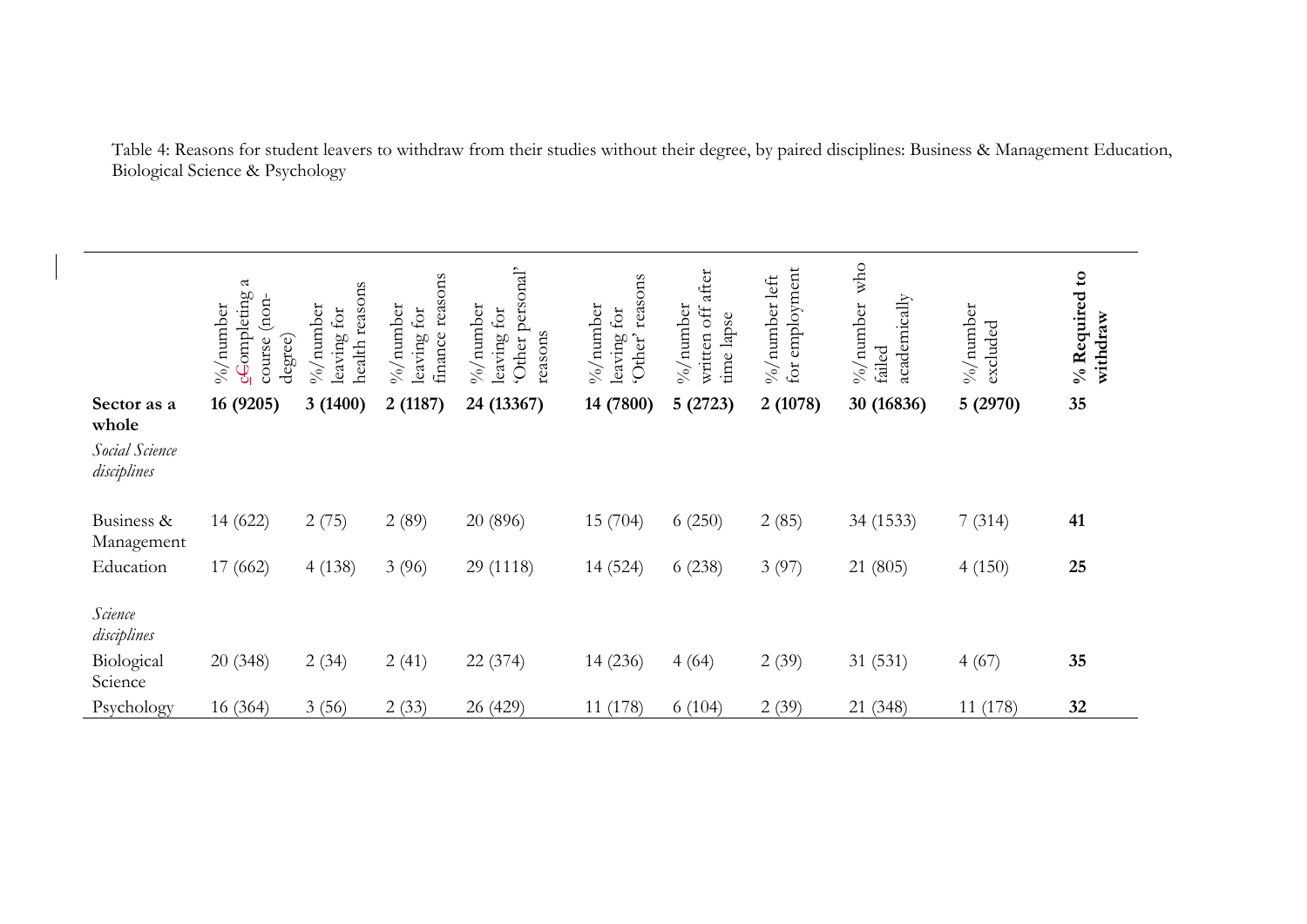Table 4: Reasons for student leavers to withdraw from their studies without their degree, by paired disciplines: Business & Management Education, Biological Science & Psychology

| | %/number cCompleting a course (non-degree) | %/number leaving for health reasons | %/number leaving for finance reasons | %/number leaving for 'Other personal' reasons | %/number leaving for 'Other' reasons | %/number written off after time lapse | %/number left for employment | %/number who failed academically | %/number excluded | **% Required to withdraw** |
|---|---|---|---|---|---|---|---|---|---|---|
| **Sector as a whole** | **16 (9205)** | **3 (1400)** | **2 (1187)** | **24 (13367)** | **14 (7800)** | **5 (2723)** | **2 (1078)** | **30 (16836)** | **5 (2970)** | **35** |
| *Social Science disciplines* | | | | | | | | | | |
| Business & Management | 14 (622) | 2 (75) | 2 (89) | 20 (896) | 15 (704) | 6 (250) | 2 (85) | 34 (1533) | 7 (314) | **41** |
| Education | 17 (662) | 4 (138) | 3 (96) | 29 (1118) | 14 (524) | 6 (238) | 3 (97) | 21 (805) | 4 (150) | **25** |
| *Science disciplines* | | | | | | | | | | |
| Biological Science | 20 (348) | 2 (34) | 2 (41) | 22 (374) | 14 (236) | 4 (64) | 2 (39) | 31 (531) | 4 (67) | **35** |
| Psychology | 16 (364) | 3 (56) | 2 (33) | 26 (429) | 11 (178) | 6 (104) | 2 (39) | 21 (348) | 11 (178) | **32** |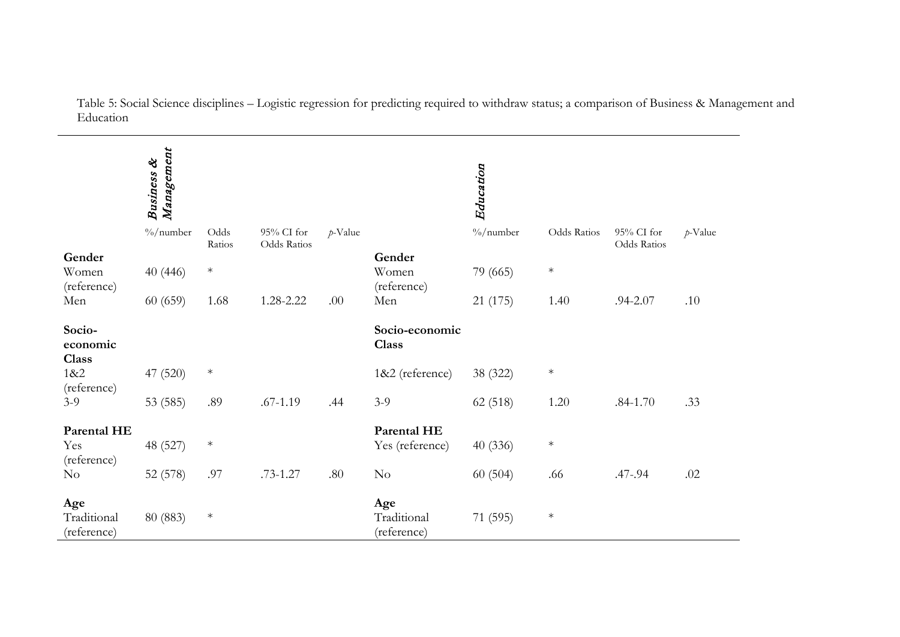Table 5: Social Science disciplines – Logistic regression for predicting required to withdraw status; a comparison of Business & Management and Education

| | ***Business & Management*** | | | | | ***Education*** | | | |
|---|---|---|---|---|---|---|---|---|---|
| | %/number | Odds Ratios | 95% CI for Odds Ratios | *p*-Value | | %/number | Odds Ratios | 95% CI for Odds Ratios | *p*-Value |
| **Gender** | | | | | **Gender** | | | | |
| Women (reference) | 40 (446) | * | | | Women (reference) | 79 (665) | * | | |
| Men | 60 (659) | 1.68 | 1.28-2.22 | .00 | Men | 21 (175) | 1.40 | .94-2.07 | .10 |
| **Socio-economic Class** | | | | | **Socio-economic Class** | | | | |
| 1&2 (reference) | 47 (520) | * | | | 1&2 (reference) | 38 (322) | * | | |
| 3-9 | 53 (585) | .89 | .67-1.19 | .44 | 3-9 | 62 (518) | 1.20 | .84-1.70 | .33 |
| **Parental HE** | | | | | **Parental HE** | | | | |
| Yes (reference) | 48 (527) | * | | | Yes (reference) | 40 (336) | * | | |
| No | 52 (578) | .97 | .73-1.27 | .80 | No | 60 (504) | .66 | .47-.94 | .02 |
| **Age** | | | | | **Age** | | | | |
| Traditional (reference) | 80 (883) | * | | | Traditional (reference) | 71 (595) | * | | |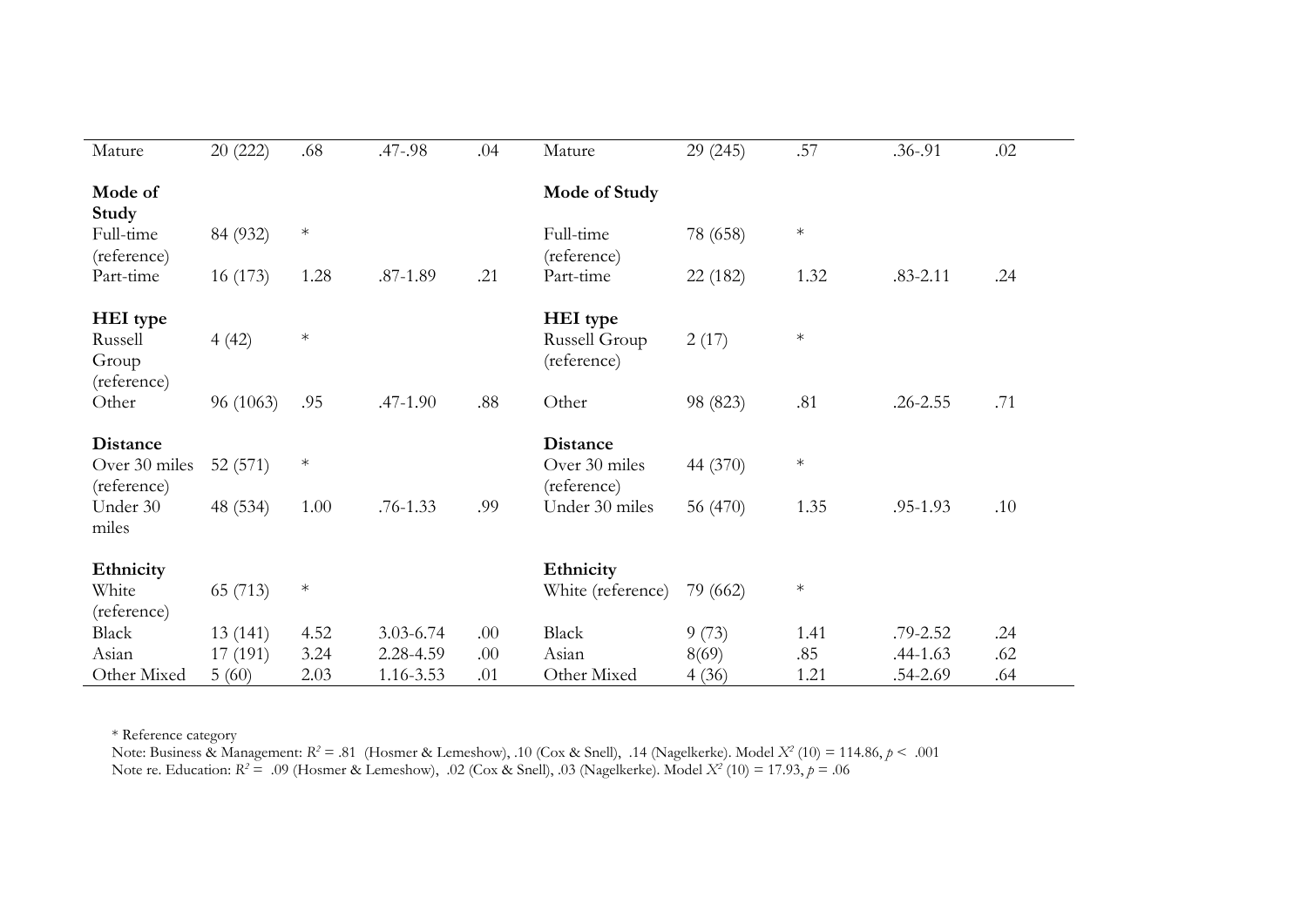| | | | | | | | | | |
|---|---|---|---|---|---|---|---|---|---|
| Mature | 20 (222) | .68 | .47-.98 | .04 | Mature | 29 (245) | .57 | .36-.91 | .02 |
| **Mode of Study** | | | | | **Mode of Study** | | | | |
| Full-time (reference) | 84 (932) | * | | | Full-time (reference) | 78 (658) | * | | |
| Part-time | 16 (173) | 1.28 | .87-1.89 | .21 | Part-time | 22 (182) | 1.32 | .83-2.11 | .24 |
| **HEI type** | | | | | **HEI type** | | | | |
| Russell Group (reference) | 4 (42) | * | | | Russell Group (reference) | 2 (17) | * | | |
| Other | 96 (1063) | .95 | .47-1.90 | .88 | Other | 98 (823) | .81 | .26-2.55 | .71 |
| **Distance** | | | | | **Distance** | | | | |
| Over 30 miles (reference) | 52 (571) | * | | | Over 30 miles (reference) | 44 (370) | * | | |
| Under 30 miles | 48 (534) | 1.00 | .76-1.33 | .99 | Under 30 miles | 56 (470) | 1.35 | .95-1.93 | .10 |
| **Ethnicity** | | | | | **Ethnicity** | | | | |
| White (reference) | 65 (713) | * | | | White (reference) | 79 (662) | * | | |
| Black | 13 (141) | 4.52 | 3.03-6.74 | .00 | Black | 9 (73) | 1.41 | .79-2.52 | .24 |
| Asian | 17 (191) | 3.24 | 2.28-4.59 | .00 | Asian | 8(69) | .85 | .44-1.63 | .62 |
| Other Mixed | 5 (60) | 2.03 | 1.16-3.53 | .01 | Other Mixed | 4 (36) | 1.21 | .54-2.69 | .64 |

* Reference category

Note: Business & Management: $R^2$ = .81 (Hosmer & Lemeshow), .10 (Cox & Snell), .14 (Nagelkerke). Model $X^2$ (10) = 114.86, $p < .001$

Note re. Education: $R^2$ = .09 (Hosmer & Lemeshow), .02 (Cox & Snell), .03 (Nagelkerke). Model $X^2$ (10) = 17.93, $p = .06$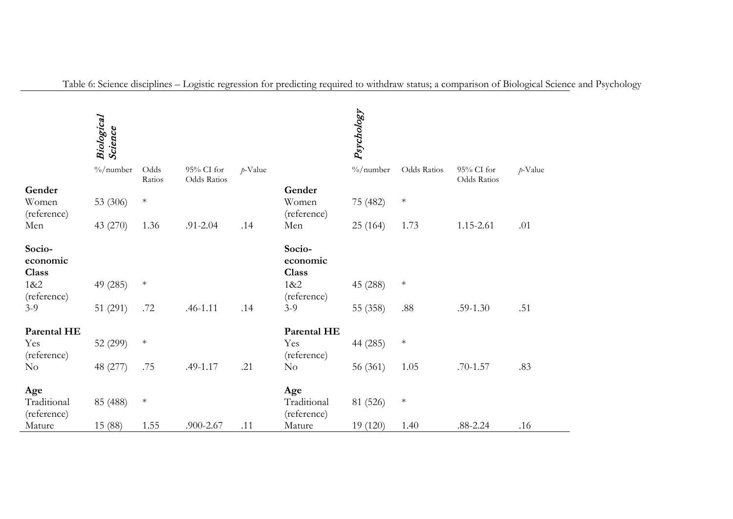Table 6: Science disciplines – Logistic regression for predicting required to withdraw status; a comparison of Biological Science and Psychology

| | *Biological Science* | | | | | *Psychology* | | | |
|---|---|---|---|---|---|---|---|---|---|
| | %/number | Odds Ratios | 95% CI for Odds Ratios | *p*-Value | | %/number | Odds Ratios | 95% CI for Odds Ratios | *p*-Value |
| **Gender** | | | | | **Gender** | | | | |
| Women (reference) | 53 (306) | * | | | Women (reference) | 75 (482) | * | | |
| Men | 43 (270) | 1.36 | .91-2.04 | .14 | Men | 25 (164) | 1.73 | 1.15-2.61 | .01 |
| **Socio-economic Class** | | | | | **Socio-economic Class** | | | | |
| 1&2 (reference) | 49 (285) | * | | | 1&2 (reference) | 45 (288) | * | | |
| 3-9 | 51 (291) | .72 | .46-1.11 | .14 | 3-9 | 55 (358) | .88 | .59-1.30 | .51 |
| **Parental HE** | | | | | **Parental HE** | | | | |
| Yes (reference) | 52 (299) | * | | | Yes (reference) | 44 (285) | * | | |
| No | 48 (277) | .75 | .49-1.17 | .21 | No | 56 (361) | 1.05 | .70-1.57 | .83 |
| **Age** | | | | | **Age** | | | | |
| Traditional (reference) | 85 (488) | * | | | Traditional (reference) | 81 (526) | * | | |
| Mature | 15 (88) | 1.55 | .900-2.67 | .11 | Mature | 19 (120) | 1.40 | .88-2.24 | .16 |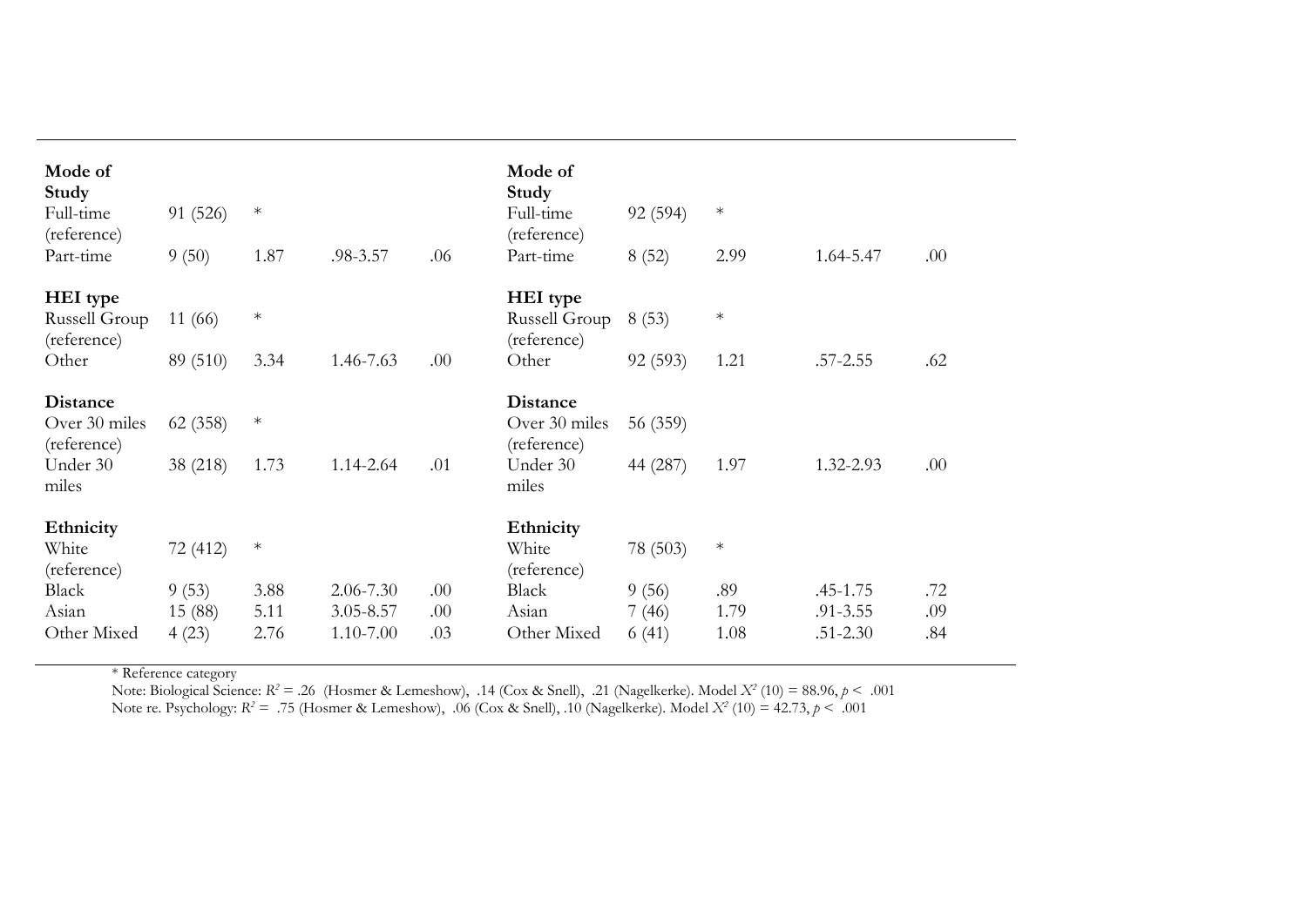| | | | | | | | | | |
|---|---|---|---|---|---|---|---|---|---|
| **Mode of Study** | | | | | **Mode of Study** | | | | |
| Full-time (reference) | 91 (526) | * | | | Full-time (reference) | 92 (594) | * | | |
| Part-time | 9 (50) | 1.87 | .98-3.57 | .06 | Part-time | 8 (52) | 2.99 | 1.64-5.47 | .00 |
| **HEI type** | | | | | **HEI type** | | | | |
| Russell Group (reference) | 11 (66) | * | | | Russell Group (reference) | 8 (53) | * | | |
| Other | 89 (510) | 3.34 | 1.46-7.63 | .00 | Other | 92 (593) | 1.21 | .57-2.55 | .62 |
| **Distance** | | | | | **Distance** | | | | |
| Over 30 miles (reference) | 62 (358) | * | | | Over 30 miles (reference) | 56 (359) | | | |
| Under 30 miles | 38 (218) | 1.73 | 1.14-2.64 | .01 | Under 30 miles | 44 (287) | 1.97 | 1.32-2.93 | .00 |
| **Ethnicity** | | | | | **Ethnicity** | | | | |
| White (reference) | 72 (412) | * | | | White (reference) | 78 (503) | * | | |
| Black | 9 (53) | 3.88 | 2.06-7.30 | .00 | Black | 9 (56) | .89 | .45-1.75 | .72 |
| Asian | 15 (88) | 5.11 | 3.05-8.57 | .00 | Asian | 7 (46) | 1.79 | .91-3.55 | .09 |
| Other Mixed | 4 (23) | 2.76 | 1.10-7.00 | .03 | Other Mixed | 6 (41) | 1.08 | .51-2.30 | .84 |

* Reference category

Note: Biological Science: $R^2$ = .26 (Hosmer & Lemeshow), .14 (Cox & Snell), .21 (Nagelkerke). Model $X^2$ (10) = 88.96, $p$ < .001

Note re. Psychology: $R^2$ = .75 (Hosmer & Lemeshow), .06 (Cox & Snell), .10 (Nagelkerke). Model $X^2$ (10) = 42.73, $p$ < .001